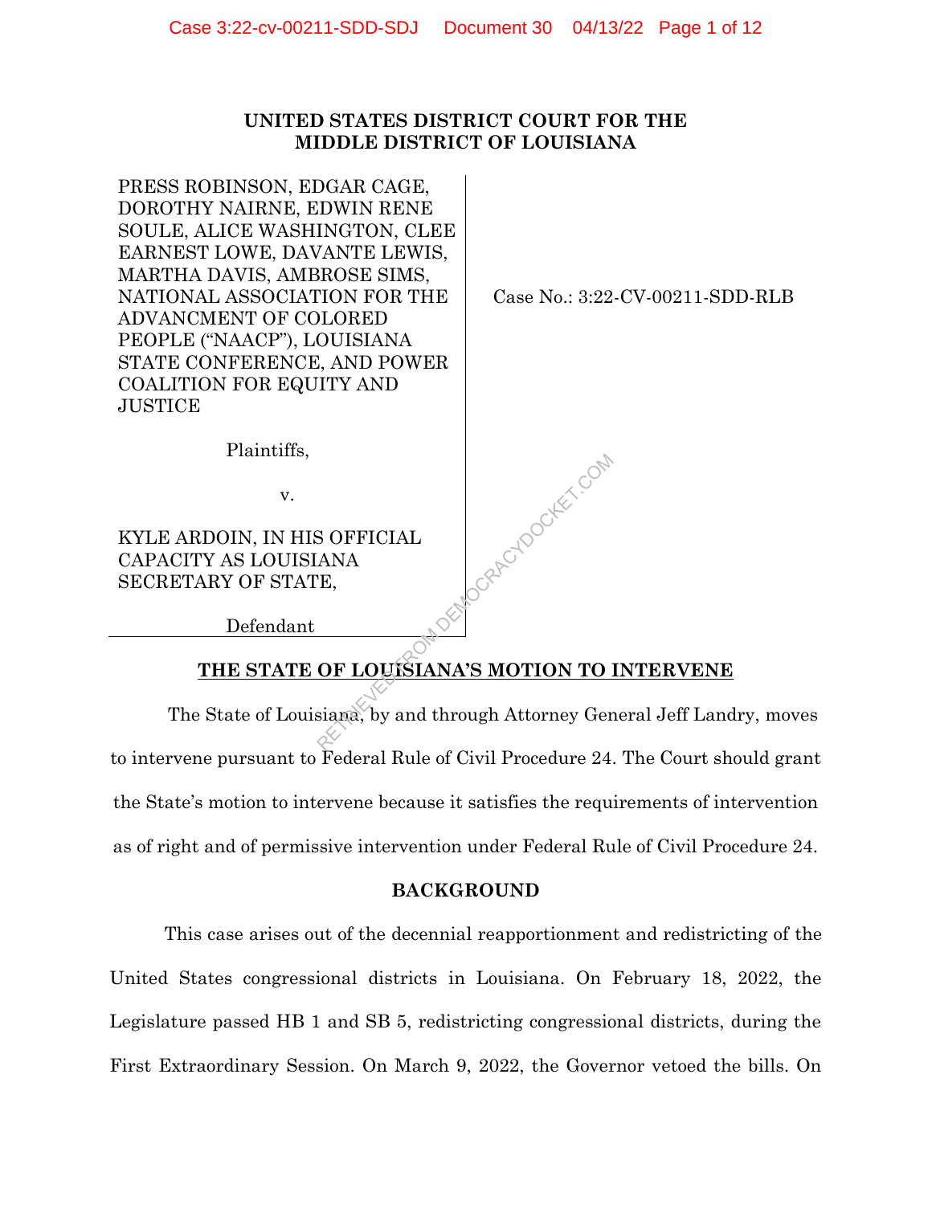**UNITED STATES DISTRICT COURT FOR THE MIDDLE DISTRICT OF LOUISIANA**

PRESS ROBINSON, EDGAR CAGE, DOROTHY NAIRNE, EDWIN RENE SOULE, ALICE WASHINGTON, CLEE EARNEST LOWE, DAVANTE LEWIS, MARTHA DAVIS, AMBROSE SIMS, NATIONAL ASSOCIATION FOR THE ADVANCMENT OF COLORED PEOPLE ("NAACP"), LOUISIANA STATE CONFERENCE, AND POWER COALITION FOR EQUITY AND JUSTICE

Plaintiffs,

v.

KYLE ARDOIN, IN HIS OFFICIAL CAPACITY AS LOUISIANA SECRETARY OF STATE,

Defendant

Case No.: 3:22-CV-00211-SDD-RLB

**THE STATE OF LOUISIANA'S MOTION TO INTERVENE**

The State of Louisiana, by and through Attorney General Jeff Landry, moves to intervene pursuant to Federal Rule of Civil Procedure 24. The Court should grant the State's motion to intervene because it satisfies the requirements of intervention as of right and of permissive intervention under Federal Rule of Civil Procedure 24.

**BACKGROUND**

This case arises out of the decennial reapportionment and redistricting of the United States congressional districts in Louisiana. On February 18, 2022, the Legislature passed HB 1 and SB 5, redistricting congressional districts, during the First Extraordinary Session. On March 9, 2022, the Governor vetoed the bills. On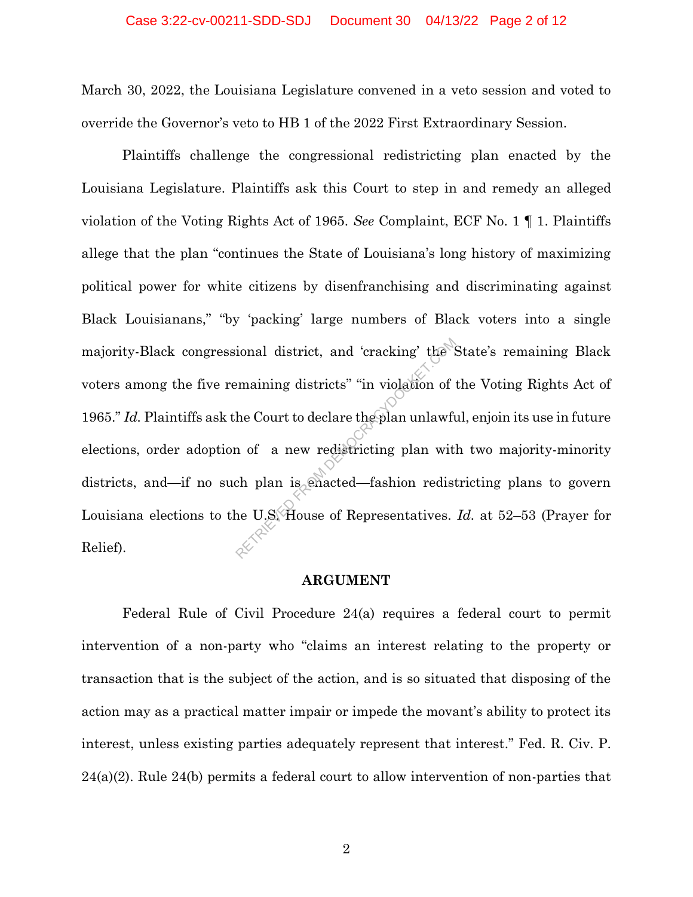March 30, 2022, the Louisiana Legislature convened in a veto session and voted to override the Governor's veto to HB 1 of the 2022 First Extraordinary Session.

Plaintiffs challenge the congressional redistricting plan enacted by the Louisiana Legislature. Plaintiffs ask this Court to step in and remedy an alleged violation of the Voting Rights Act of 1965. *See* Complaint, ECF No. 1 ¶ 1. Plaintiffs allege that the plan "continues the State of Louisiana's long history of maximizing political power for white citizens by disenfranchising and discriminating against Black Louisianans," "by 'packing' large numbers of Black voters into a single majority-Black congressional district, and 'cracking' the State's remaining Black voters among the five remaining districts" "in violation of the Voting Rights Act of 1965." *Id.* Plaintiffs ask the Court to declare the plan unlawful, enjoin its use in future elections, order adoption of a new redistricting plan with two majority-minority districts, and—if no such plan is enacted—fashion redistricting plans to govern Louisiana elections to the U.S. House of Representatives. *Id.* at 52–53 (Prayer for Relief).

## ARGUMENT

Federal Rule of Civil Procedure 24(a) requires a federal court to permit intervention of a non-party who "claims an interest relating to the property or transaction that is the subject of the action, and is so situated that disposing of the action may as a practical matter impair or impede the movant's ability to protect its interest, unless existing parties adequately represent that interest." Fed. R. Civ. P. 24(a)(2). Rule 24(b) permits a federal court to allow intervention of non-parties that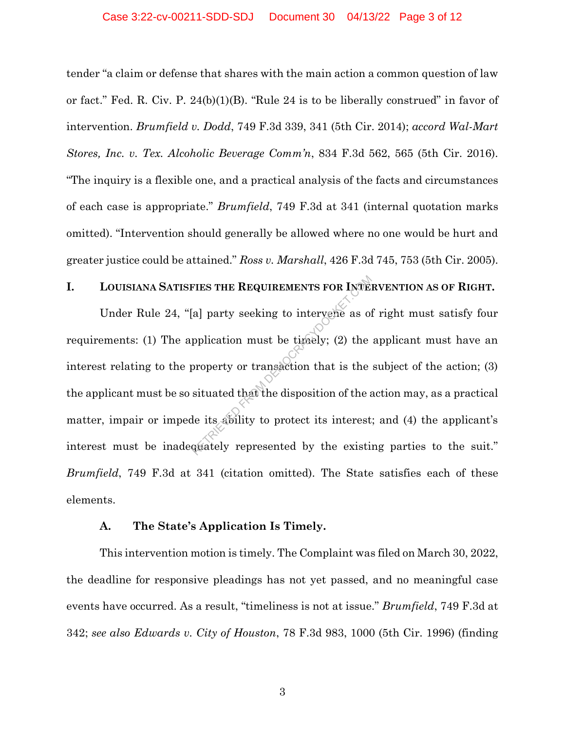tender "a claim or defense that shares with the main action a common question of law or fact." Fed. R. Civ. P. 24(b)(1)(B). "Rule 24 is to be liberally construed" in favor of intervention. *Brumfield v. Dodd*, 749 F.3d 339, 341 (5th Cir. 2014); *accord Wal-Mart Stores, Inc. v. Tex. Alcoholic Beverage Comm'n*, 834 F.3d 562, 565 (5th Cir. 2016). "The inquiry is a flexible one, and a practical analysis of the facts and circumstances of each case is appropriate." *Brumfield*, 749 F.3d at 341 (internal quotation marks omitted). "Intervention should generally be allowed where no one would be hurt and greater justice could be attained." *Ross v. Marshall*, 426 F.3d 745, 753 (5th Cir. 2005).

## I. Louisiana Satisfies the Requirements for Intervention as of Right.

Under Rule 24, "[a] party seeking to intervene as of right must satisfy four requirements: (1) The application must be timely; (2) the applicant must have an interest relating to the property or transaction that is the subject of the action; (3) the applicant must be so situated that the disposition of the action may, as a practical matter, impair or impede its ability to protect its interest; and (4) the applicant's interest must be inadequately represented by the existing parties to the suit." *Brumfield*, 749 F.3d at 341 (citation omitted). The State satisfies each of these elements.

### A. The State's Application Is Timely.

This intervention motion is timely. The Complaint was filed on March 30, 2022, the deadline for responsive pleadings has not yet passed, and no meaningful case events have occurred. As a result, "timeliness is not at issue." *Brumfield*, 749 F.3d at 342; *see also Edwards v. City of Houston*, 78 F.3d 983, 1000 (5th Cir. 1996) (finding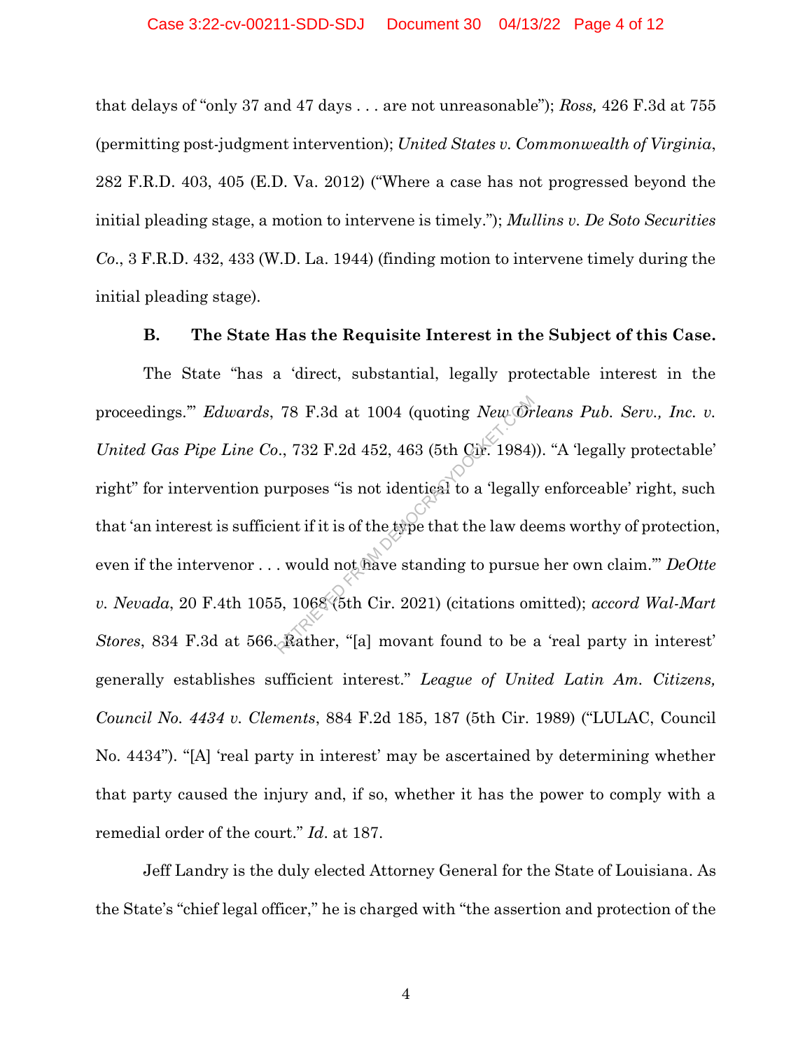that delays of "only 37 and 47 days . . . are not unreasonable"); *Ross,* 426 F.3d at 755 (permitting post-judgment intervention); *United States v. Commonwealth of Virginia*, 282 F.R.D. 403, 405 (E.D. Va. 2012) ("Where a case has not progressed beyond the initial pleading stage, a motion to intervene is timely."); *Mullins v. De Soto Securities Co.*, 3 F.R.D. 432, 433 (W.D. La. 1944) (finding motion to intervene timely during the initial pleading stage).

**B. The State Has the Requisite Interest in the Subject of this Case.**

The State "has a 'direct, substantial, legally protectable interest in the proceedings.'" *Edwards*, 78 F.3d at 1004 (quoting *New Orleans Pub. Serv., Inc. v. United Gas Pipe Line Co.*, 732 F.2d 452, 463 (5th Cir. 1984)). "A 'legally protectable' right" for intervention purposes "is not identical to a 'legally enforceable' right, such that 'an interest is sufficient if it is of the type that the law deems worthy of protection, even if the intervenor . . . would not have standing to pursue her own claim.'" *DeOtte v. Nevada*, 20 F.4th 1055, 1068 (5th Cir. 2021) (citations omitted); *accord Wal-Mart Stores*, 834 F.3d at 566. Rather, "[a] movant found to be a 'real party in interest' generally establishes sufficient interest." *League of United Latin Am. Citizens, Council No. 4434 v. Clements*, 884 F.2d 185, 187 (5th Cir. 1989) ("LULAC, Council No. 4434"). "[A] 'real party in interest' may be ascertained by determining whether that party caused the injury and, if so, whether it has the power to comply with a remedial order of the court." *Id*. at 187.

Jeff Landry is the duly elected Attorney General for the State of Louisiana. As the State's "chief legal officer," he is charged with "the assertion and protection of the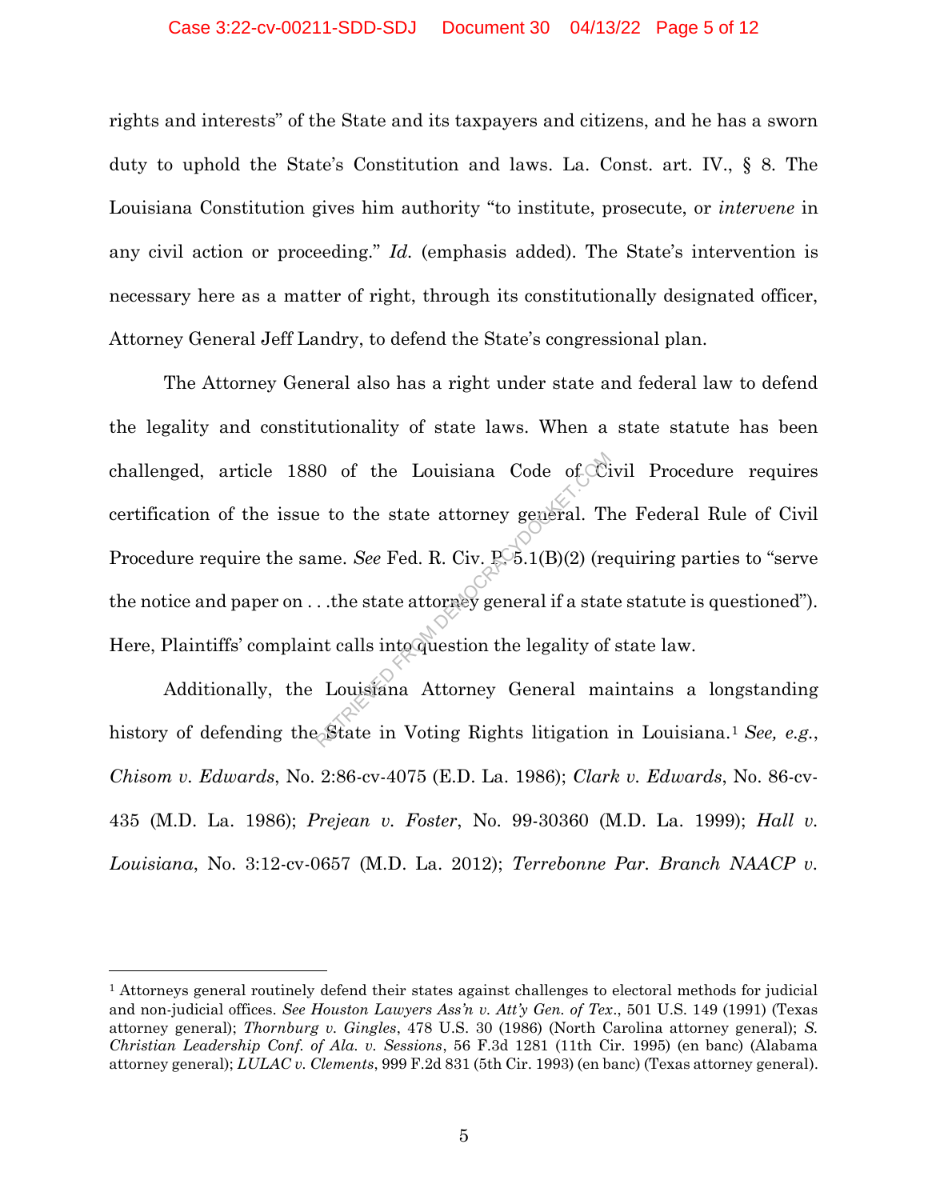rights and interests" of the State and its taxpayers and citizens, and he has a sworn duty to uphold the State's Constitution and laws. La. Const. art. IV., § 8. The Louisiana Constitution gives him authority "to institute, prosecute, or *intervene* in any civil action or proceeding." *Id.* (emphasis added). The State's intervention is necessary here as a matter of right, through its constitutionally designated officer, Attorney General Jeff Landry, to defend the State's congressional plan.

The Attorney General also has a right under state and federal law to defend the legality and constitutionality of state laws. When a state statute has been challenged, article 1880 of the Louisiana Code of Civil Procedure requires certification of the issue to the state attorney general. The Federal Rule of Civil Procedure require the same. *See* Fed. R. Civ. P. 5.1(B)(2) (requiring parties to "serve the notice and paper on . . .the state attorney general if a state statute is questioned"). Here, Plaintiffs' complaint calls into question the legality of state law.

Additionally, the Louisiana Attorney General maintains a longstanding history of defending the State in Voting Rights litigation in Louisiana.[1] *See, e.g.*, *Chisom v. Edwards*, No. 2:86-cv-4075 (E.D. La. 1986); *Clark v. Edwards*, No. 86-cv-435 (M.D. La. 1986); *Prejean v. Foster*, No. 99-30360 (M.D. La. 1999); *Hall v. Louisiana*, No. 3:12-cv-0657 (M.D. La. 2012); *Terrebonne Par. Branch NAACP v.*

---

[1] Attorneys general routinely defend their states against challenges to electoral methods for judicial and non-judicial offices. *See Houston Lawyers Ass'n v. Att'y Gen. of Tex.*, 501 U.S. 149 (1991) (Texas attorney general); *Thornburg v. Gingles*, 478 U.S. 30 (1986) (North Carolina attorney general); *S. Christian Leadership Conf. of Ala. v. Sessions*, 56 F.3d 1281 (11th Cir. 1995) (en banc) (Alabama attorney general); *LULAC v. Clements*, 999 F.2d 831 (5th Cir. 1993) (en banc) (Texas attorney general).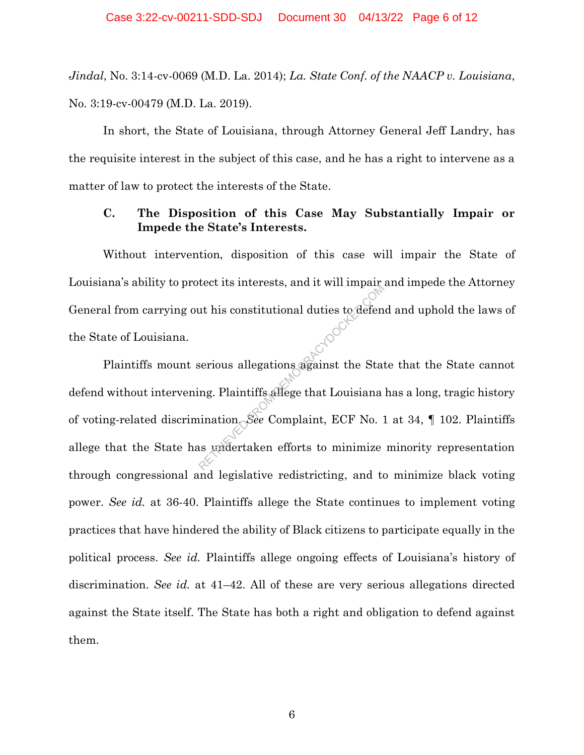*Jindal*, No. 3:14-cv-0069 (M.D. La. 2014); *La. State Conf. of the NAACP v. Louisiana*, No. 3:19-cv-00479 (M.D. La. 2019).

In short, the State of Louisiana, through Attorney General Jeff Landry, has the requisite interest in the subject of this case, and he has a right to intervene as a matter of law to protect the interests of the State.

### C. The Disposition of this Case May Substantially Impair or Impede the State's Interests.

Without intervention, disposition of this case will impair the State of Louisiana's ability to protect its interests, and it will impair and impede the Attorney General from carrying out his constitutional duties to defend and uphold the laws of the State of Louisiana.

Plaintiffs mount serious allegations against the State that the State cannot defend without intervening. Plaintiffs allege that Louisiana has a long, tragic history of voting-related discrimination. *See* Complaint, ECF No. 1 at 34, ¶ 102. Plaintiffs allege that the State has undertaken efforts to minimize minority representation through congressional and legislative redistricting, and to minimize black voting power. *See id.* at 36-40. Plaintiffs allege the State continues to implement voting practices that have hindered the ability of Black citizens to participate equally in the political process. *See id.* Plaintiffs allege ongoing effects of Louisiana's history of discrimination. *See id.* at 41–42. All of these are very serious allegations directed against the State itself. The State has both a right and obligation to defend against them.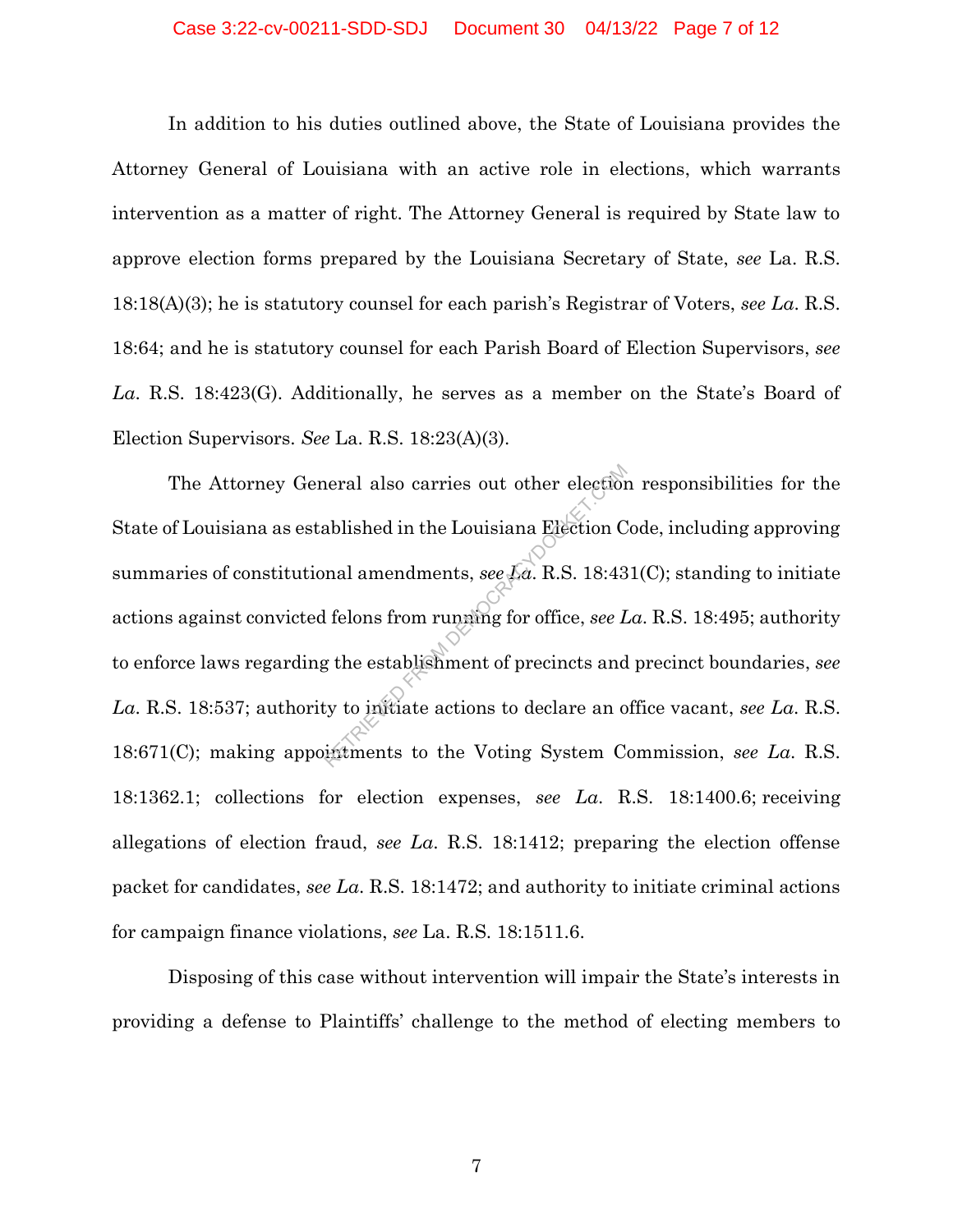In addition to his duties outlined above, the State of Louisiana provides the Attorney General of Louisiana with an active role in elections, which warrants intervention as a matter of right. The Attorney General is required by State law to approve election forms prepared by the Louisiana Secretary of State, *see* La. R.S. 18:18(A)(3); he is statutory counsel for each parish's Registrar of Voters, *see La.* R.S. 18:64; and he is statutory counsel for each Parish Board of Election Supervisors, *see La.* R.S. 18:423(G). Additionally, he serves as a member on the State's Board of Election Supervisors. *See* La. R.S. 18:23(A)(3).

The Attorney General also carries out other election responsibilities for the State of Louisiana as established in the Louisiana Election Code, including approving summaries of constitutional amendments, *see La.* R.S. 18:431(C); standing to initiate actions against convicted felons from running for office, *see La.* R.S. 18:495; authority to enforce laws regarding the establishment of precincts and precinct boundaries, *see La.* R.S. 18:537; authority to initiate actions to declare an office vacant, *see La.* R.S. 18:671(C); making appointments to the Voting System Commission, *see La.* R.S. 18:1362.1; collections for election expenses, *see La.* R.S. 18:1400.6; receiving allegations of election fraud, *see La.* R.S. 18:1412; preparing the election offense packet for candidates, *see La.* R.S. 18:1472; and authority to initiate criminal actions for campaign finance violations, *see* La. R.S. 18:1511.6.

Disposing of this case without intervention will impair the State's interests in providing a defense to Plaintiffs' challenge to the method of electing members to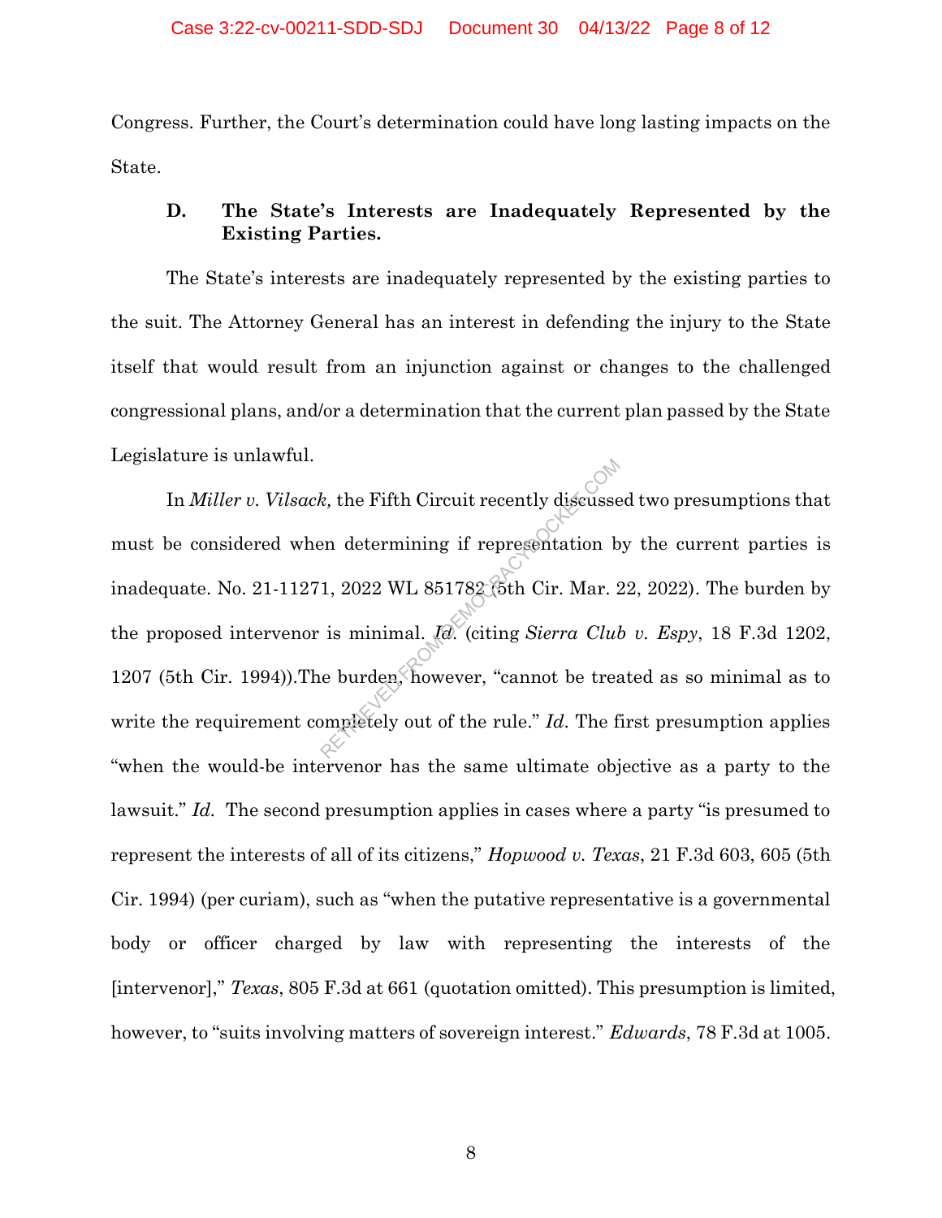Congress. Further, the Court's determination could have long lasting impacts on the State.

### D. The State's Interests are Inadequately Represented by the Existing Parties.

The State's interests are inadequately represented by the existing parties to the suit. The Attorney General has an interest in defending the injury to the State itself that would result from an injunction against or changes to the challenged congressional plans, and/or a determination that the current plan passed by the State Legislature is unlawful.

In *Miller v. Vilsack,* the Fifth Circuit recently discussed two presumptions that must be considered when determining if representation by the current parties is inadequate. No. 21-11271, 2022 WL 851782 (5th Cir. Mar. 22, 2022). The burden by the proposed intervenor is minimal. *Id.* (citing *Sierra Club v. Espy*, 18 F.3d 1202, 1207 (5th Cir. 1994)).The burden, however, "cannot be treated as so minimal as to write the requirement completely out of the rule." *Id*. The first presumption applies "when the would-be intervenor has the same ultimate objective as a party to the lawsuit." *Id*. The second presumption applies in cases where a party "is presumed to represent the interests of all of its citizens," *Hopwood v. Texas*, 21 F.3d 603, 605 (5th Cir. 1994) (per curiam), such as "when the putative representative is a governmental body or officer charged by law with representing the interests of the [intervenor]," *Texas*, 805 F.3d at 661 (quotation omitted). This presumption is limited, however, to "suits involving matters of sovereign interest." *Edwards*, 78 F.3d at 1005.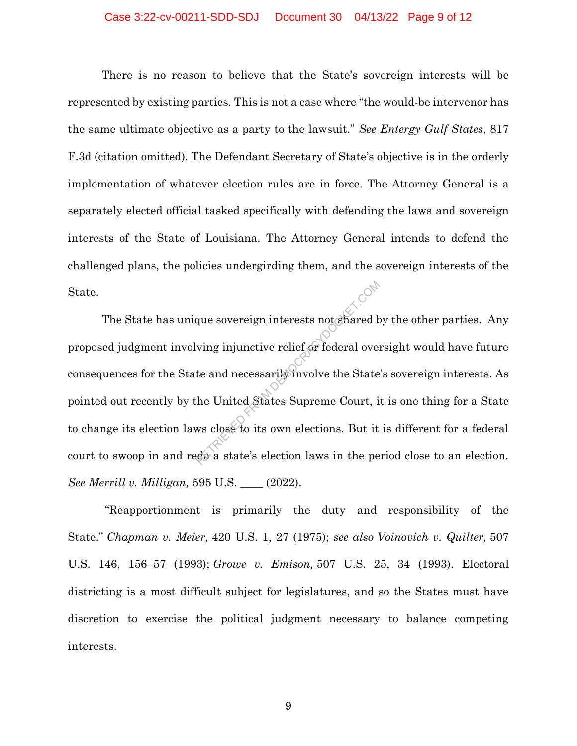There is no reason to believe that the State's sovereign interests will be represented by existing parties. This is not a case where "the would-be intervenor has the same ultimate objective as a party to the lawsuit." *See Entergy Gulf States*, 817 F.3d (citation omitted). The Defendant Secretary of State's objective is in the orderly implementation of whatever election rules are in force. The Attorney General is a separately elected official tasked specifically with defending the laws and sovereign interests of the State of Louisiana. The Attorney General intends to defend the challenged plans, the policies undergirding them, and the sovereign interests of the State.

The State has unique sovereign interests not shared by the other parties. Any proposed judgment involving injunctive relief or federal oversight would have future consequences for the State and necessarily involve the State's sovereign interests. As pointed out recently by the United States Supreme Court, it is one thing for a State to change its election laws close to its own elections. But it is different for a federal court to swoop in and redo a state's election laws in the period close to an election. *See Merrill v. Milligan,* 595 U.S. ____ (2022).

"Reapportionment is primarily the duty and responsibility of the State." *Chapman v. Meier,* 420 U.S. 1, 27 (1975); *see also Voinovich v. Quilter,* 507 U.S. 146, 156–57 (1993); *Growe v. Emison,* 507 U.S. 25, 34 (1993). Electoral districting is a most difficult subject for legislatures, and so the States must have discretion to exercise the political judgment necessary to balance competing interests.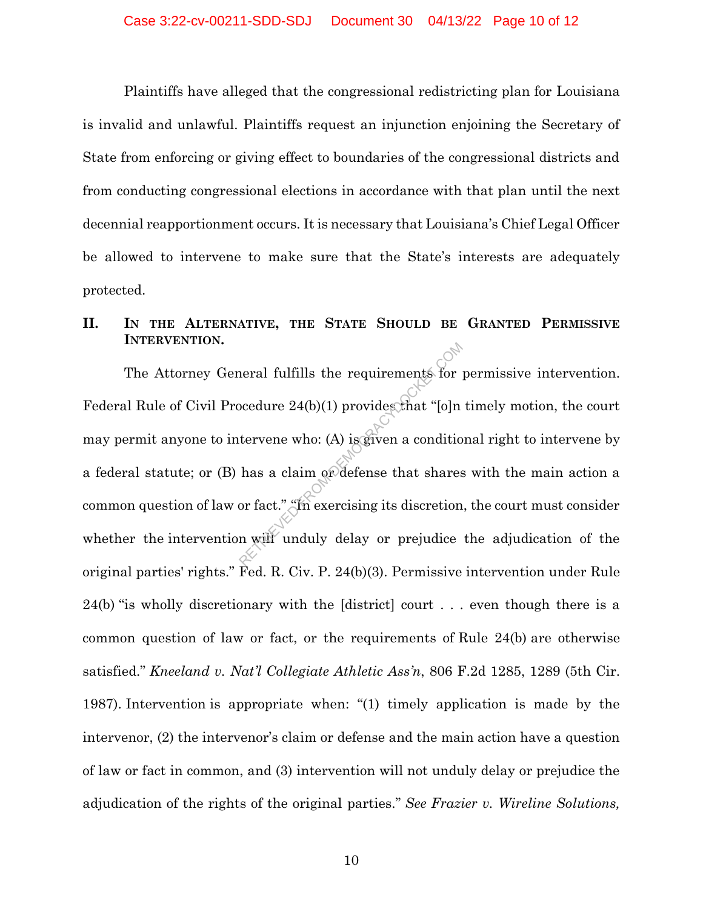Plaintiffs have alleged that the congressional redistricting plan for Louisiana is invalid and unlawful. Plaintiffs request an injunction enjoining the Secretary of State from enforcing or giving effect to boundaries of the congressional districts and from conducting congressional elections in accordance with that plan until the next decennial reapportionment occurs. It is necessary that Louisiana's Chief Legal Officer be allowed to intervene to make sure that the State's interests are adequately protected.

## II. In the Alternative, the State Should be Granted Permissive Intervention.

The Attorney General fulfills the requirements for permissive intervention. Federal Rule of Civil Procedure 24(b)(1) provides that "[o]n timely motion, the court may permit anyone to intervene who: (A) is given a conditional right to intervene by a federal statute; or (B) has a claim or defense that shares with the main action a common question of law or fact." "In exercising its discretion, the court must consider whether the intervention will unduly delay or prejudice the adjudication of the original parties' rights." Fed. R. Civ. P. 24(b)(3). Permissive intervention under Rule 24(b) "is wholly discretionary with the [district] court . . . even though there is a common question of law or fact, or the requirements of Rule 24(b) are otherwise satisfied." *Kneeland v. Nat'l Collegiate Athletic Ass'n*, 806 F.2d 1285, 1289 (5th Cir. 1987). Intervention is appropriate when: "(1) timely application is made by the intervenor, (2) the intervenor's claim or defense and the main action have a question of law or fact in common, and (3) intervention will not unduly delay or prejudice the adjudication of the rights of the original parties." *See Frazier v. Wireline Solutions,*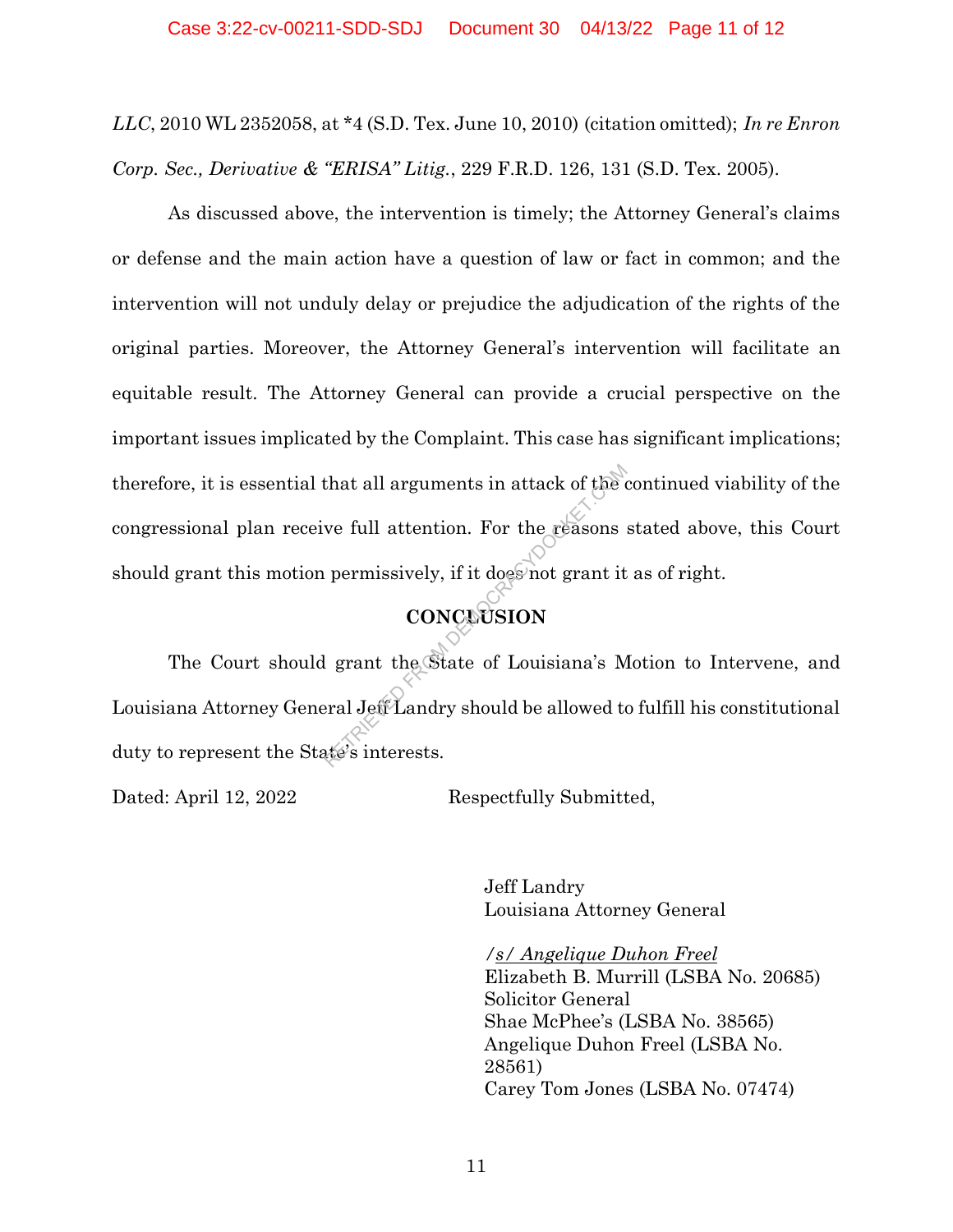*LLC*, 2010 WL 2352058, at *4 (S.D. Tex. June 10, 2010) (citation omitted); *In re Enron Corp. Sec., Derivative & "ERISA" Litig.*, 229 F.R.D. 126, 131 (S.D. Tex. 2005).

As discussed above, the intervention is timely; the Attorney General's claims or defense and the main action have a question of law or fact in common; and the intervention will not unduly delay or prejudice the adjudication of the rights of the original parties. Moreover, the Attorney General's intervention will facilitate an equitable result. The Attorney General can provide a crucial perspective on the important issues implicated by the Complaint. This case has significant implications; therefore, it is essential that all arguments in attack of the continued viability of the congressional plan receive full attention. For the reasons stated above, this Court should grant this motion permissively, if it does not grant it as of right.

## CONCLUSION

The Court should grant the State of Louisiana's Motion to Intervene, and Louisiana Attorney General Jeff Landry should be allowed to fulfill his constitutional duty to represent the State's interests.

Dated: April 12, 2022

Respectfully Submitted,

Jeff Landry
Louisiana Attorney General

/s/ Angelique Duhon Freel
Elizabeth B. Murrill (LSBA No. 20685)
Solicitor General
Shae McPhee's (LSBA No. 38565)
Angelique Duhon Freel (LSBA No. 28561)
Carey Tom Jones (LSBA No. 07474)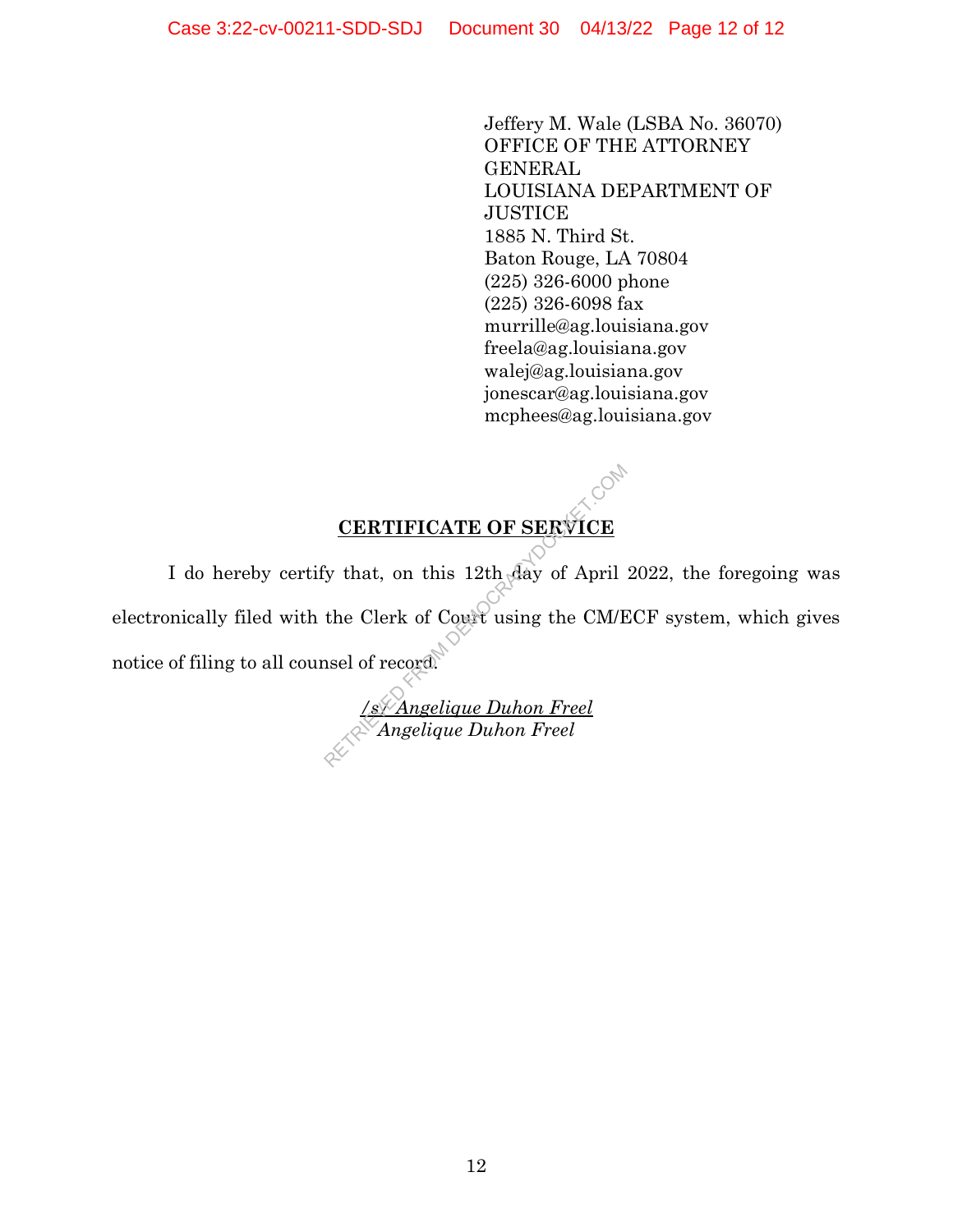Jeffery M. Wale (LSBA No. 36070)
OFFICE OF THE ATTORNEY GENERAL
LOUISIANA DEPARTMENT OF JUSTICE
1885 N. Third St.
Baton Rouge, LA 70804
(225) 326-6000 phone
(225) 326-6098 fax
murrille@ag.louisiana.gov
freela@ag.louisiana.gov
walej@ag.louisiana.gov
jonescar@ag.louisiana.gov
mcphees@ag.louisiana.gov

**CERTIFICATE OF SERVICE**

I do hereby certify that, on this 12th day of April 2022, the foregoing was electronically filed with the Clerk of Court using the CM/ECF system, which gives notice of filing to all counsel of record.

*/s/ Angelique Duhon Freel*
*Angelique Duhon Freel*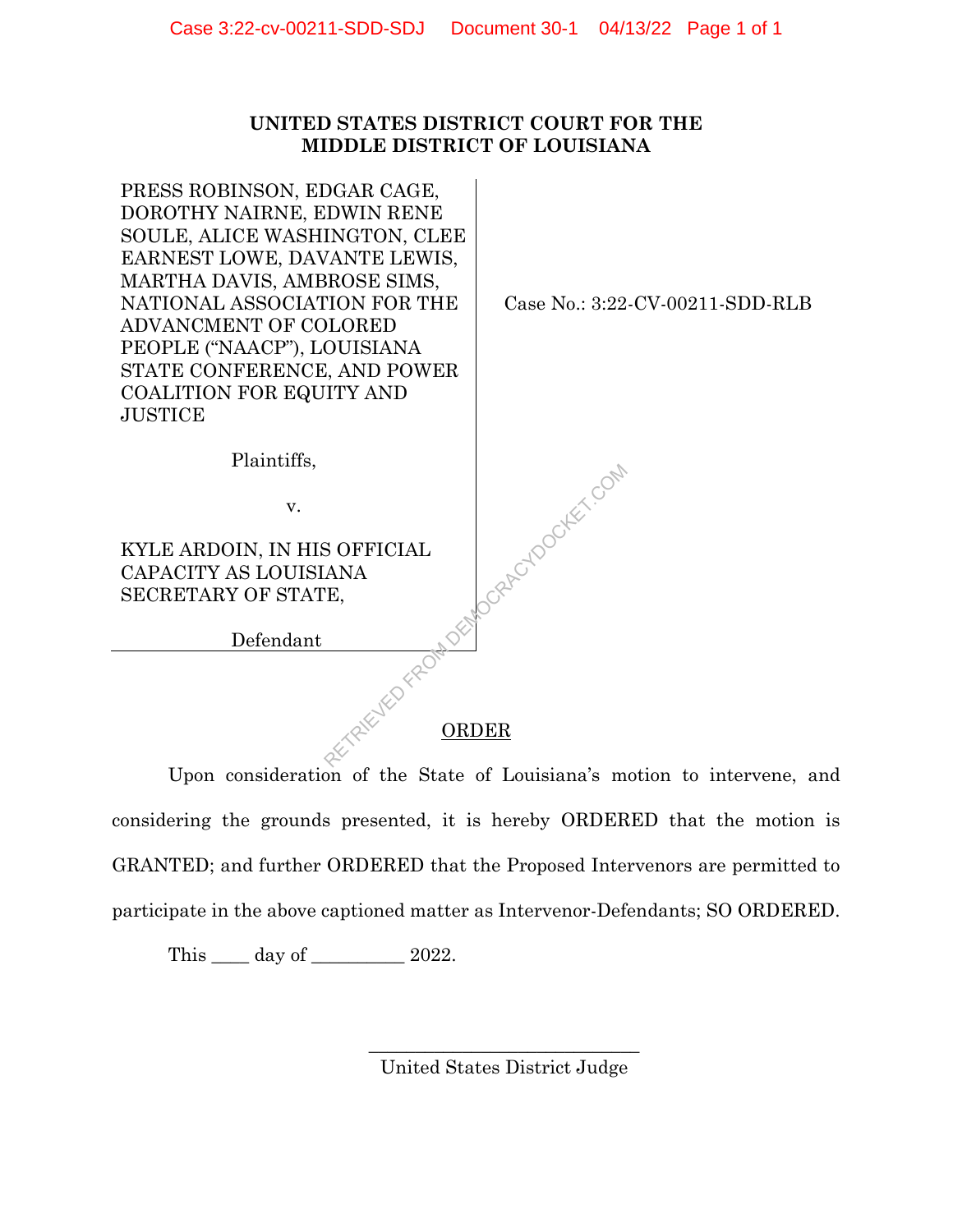**UNITED STATES DISTRICT COURT FOR THE MIDDLE DISTRICT OF LOUISIANA**

| | |
|---|---|
| PRESS ROBINSON, EDGAR CAGE, DOROTHY NAIRNE, EDWIN RENE SOULE, ALICE WASHINGTON, CLEE EARNEST LOWE, DAVANTE LEWIS, MARTHA DAVIS, AMBROSE SIMS, NATIONAL ASSOCIATION FOR THE ADVANCMENT OF COLORED PEOPLE ("NAACP"), LOUISIANA STATE CONFERENCE, AND POWER COALITION FOR EQUITY AND JUSTICE<br><br>Plaintiffs,<br><br>v.<br><br>KYLE ARDOIN, IN HIS OFFICIAL CAPACITY AS LOUISIANA SECRETARY OF STATE,<br><br>Defendant | Case No.: 3:22-CV-00211-SDD-RLB |

ORDER

Upon consideration of the State of Louisiana's motion to intervene, and considering the grounds presented, it is hereby ORDERED that the motion is GRANTED; and further ORDERED that the Proposed Intervenors are permitted to participate in the above captioned matter as Intervenor-Defendants; SO ORDERED.

This ____ day of __________ 2022.

______________________________
United States District Judge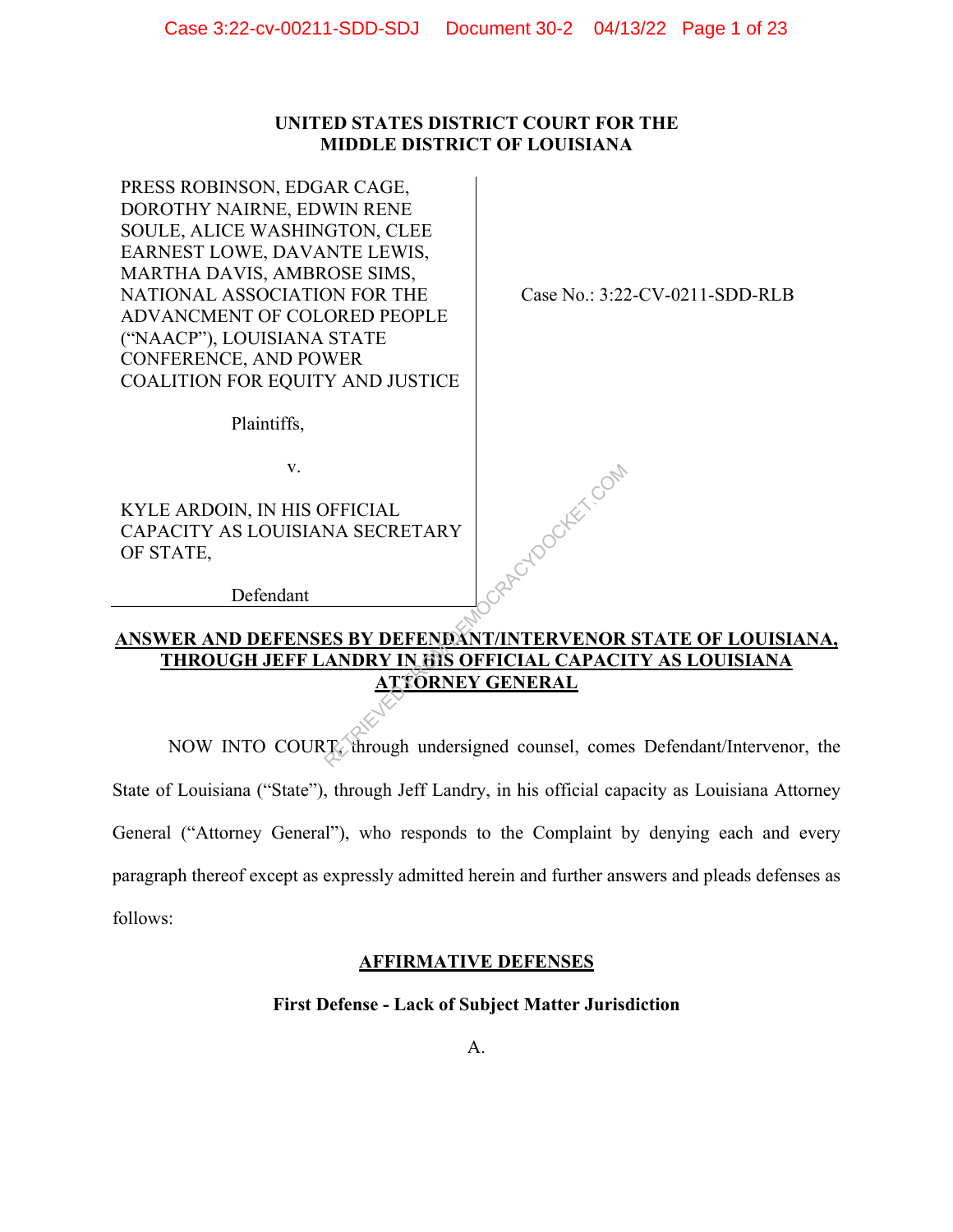**UNITED STATES DISTRICT COURT FOR THE MIDDLE DISTRICT OF LOUISIANA**

| | |
|---|---|
| PRESS ROBINSON, EDGAR CAGE, DOROTHY NAIRNE, EDWIN RENE SOULE, ALICE WASHINGTON, CLEE EARNEST LOWE, DAVANTE LEWIS, MARTHA DAVIS, AMBROSE SIMS, NATIONAL ASSOCIATION FOR THE ADVANCMENT OF COLORED PEOPLE ("NAACP"), LOUISIANA STATE CONFERENCE, AND POWER COALITION FOR EQUITY AND JUSTICE<br><br>Plaintiffs,<br><br>v.<br><br>KYLE ARDOIN, IN HIS OFFICIAL CAPACITY AS LOUISIANA SECRETARY OF STATE,<br><br>Defendant | Case No.: 3:22-CV-0211-SDD-RLB |

**ANSWER AND DEFENSES BY DEFENDANT/INTERVENOR STATE OF LOUISIANA, THROUGH JEFF LANDRY IN HIS OFFICIAL CAPACITY AS LOUISIANA ATTORNEY GENERAL**

NOW INTO COURT, through undersigned counsel, comes Defendant/Intervenor, the State of Louisiana ("State"), through Jeff Landry, in his official capacity as Louisiana Attorney General ("Attorney General"), who responds to the Complaint by denying each and every paragraph thereof except as expressly admitted herein and further answers and pleads defenses as follows:

## AFFIRMATIVE DEFENSES

### First Defense - Lack of Subject Matter Jurisdiction

A.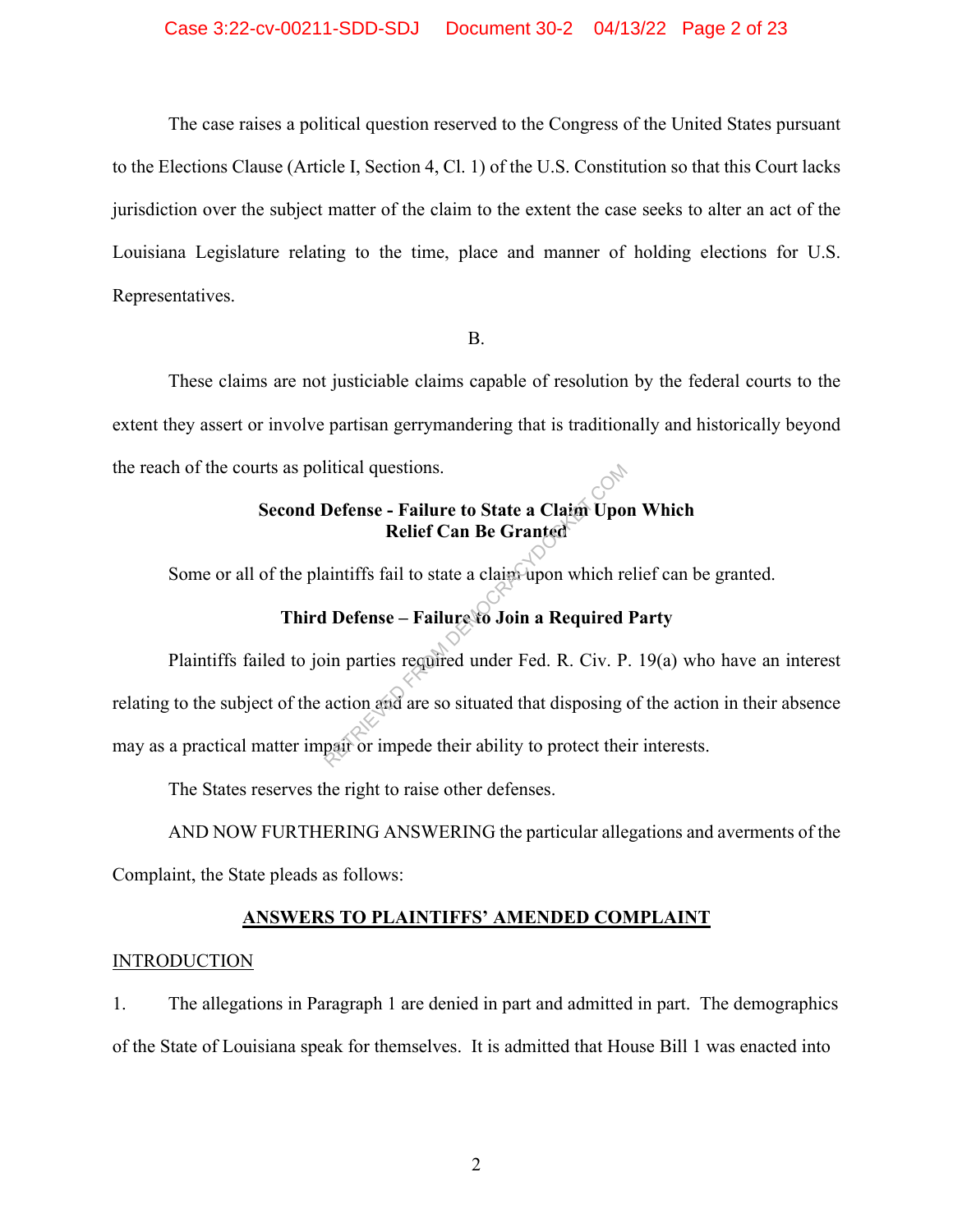The case raises a political question reserved to the Congress of the United States pursuant to the Elections Clause (Article I, Section 4, Cl. 1) of the U.S. Constitution so that this Court lacks jurisdiction over the subject matter of the claim to the extent the case seeks to alter an act of the Louisiana Legislature relating to the time, place and manner of holding elections for U.S. Representatives.

B.

These claims are not justiciable claims capable of resolution by the federal courts to the extent they assert or involve partisan gerrymandering that is traditionally and historically beyond the reach of the courts as political questions.

**Second Defense - Failure to State a Claim Upon Which Relief Can Be Granted**

Some or all of the plaintiffs fail to state a claim upon which relief can be granted.

**Third Defense – Failure to Join a Required Party**

Plaintiffs failed to join parties required under Fed. R. Civ. P. 19(a) who have an interest relating to the subject of the action and are so situated that disposing of the action in their absence may as a practical matter impair or impede their ability to protect their interests.

The States reserves the right to raise other defenses.

AND NOW FURTHERING ANSWERING the particular allegations and averments of the Complaint, the State pleads as follows:

**ANSWERS TO PLAINTIFFS' AMENDED COMPLAINT**

INTRODUCTION

1. The allegations in Paragraph 1 are denied in part and admitted in part. The demographics of the State of Louisiana speak for themselves. It is admitted that House Bill 1 was enacted into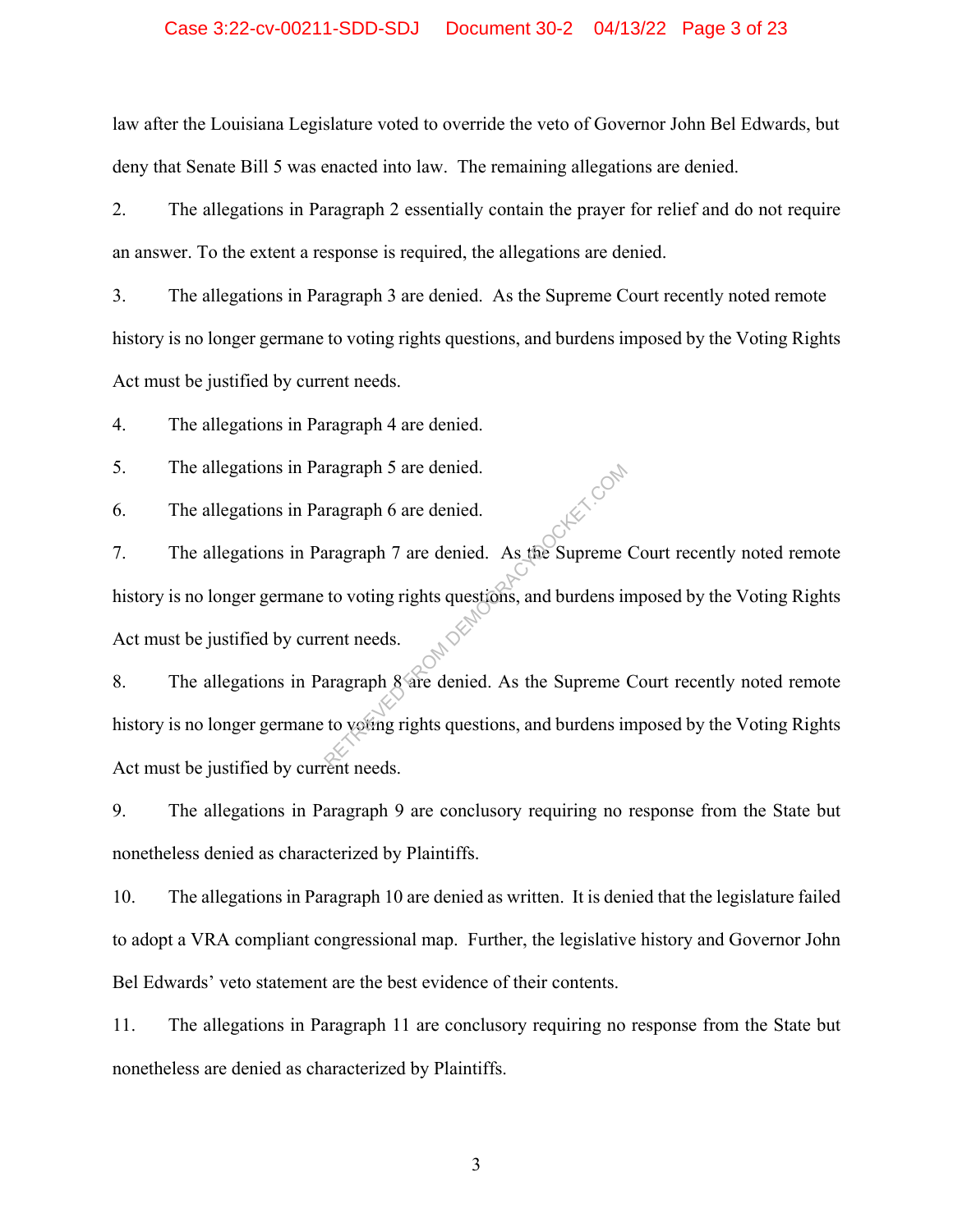law after the Louisiana Legislature voted to override the veto of Governor John Bel Edwards, but deny that Senate Bill 5 was enacted into law. The remaining allegations are denied.

2. The allegations in Paragraph 2 essentially contain the prayer for relief and do not require an answer. To the extent a response is required, the allegations are denied.

3. The allegations in Paragraph 3 are denied. As the Supreme Court recently noted remote history is no longer germane to voting rights questions, and burdens imposed by the Voting Rights Act must be justified by current needs.

4. The allegations in Paragraph 4 are denied.

5. The allegations in Paragraph 5 are denied.

6. The allegations in Paragraph 6 are denied.

7. The allegations in Paragraph 7 are denied. As the Supreme Court recently noted remote history is no longer germane to voting rights questions, and burdens imposed by the Voting Rights Act must be justified by current needs.

8. The allegations in Paragraph 8 are denied. As the Supreme Court recently noted remote history is no longer germane to voting rights questions, and burdens imposed by the Voting Rights Act must be justified by current needs.

9. The allegations in Paragraph 9 are conclusory requiring no response from the State but nonetheless denied as characterized by Plaintiffs.

10. The allegations in Paragraph 10 are denied as written. It is denied that the legislature failed to adopt a VRA compliant congressional map. Further, the legislative history and Governor John Bel Edwards' veto statement are the best evidence of their contents.

11. The allegations in Paragraph 11 are conclusory requiring no response from the State but nonetheless are denied as characterized by Plaintiffs.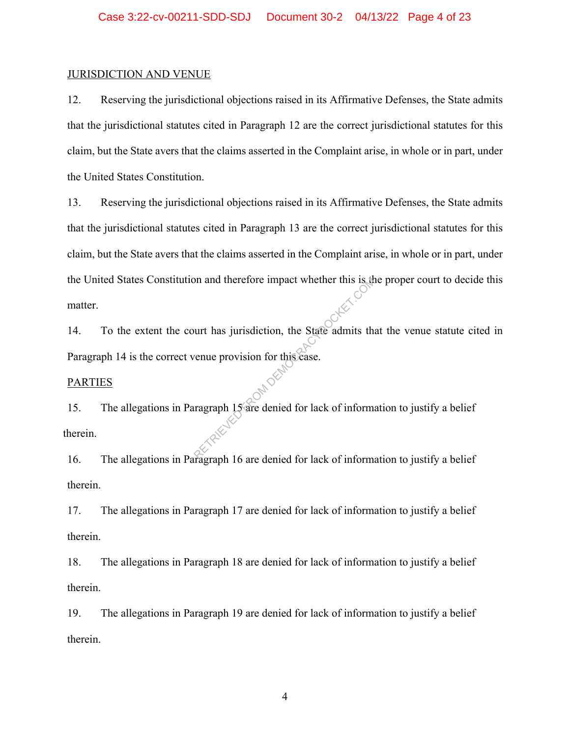JURISDICTION AND VENUE

12. Reserving the jurisdictional objections raised in its Affirmative Defenses, the State admits that the jurisdictional statutes cited in Paragraph 12 are the correct jurisdictional statutes for this claim, but the State avers that the claims asserted in the Complaint arise, in whole or in part, under the United States Constitution.

13. Reserving the jurisdictional objections raised in its Affirmative Defenses, the State admits that the jurisdictional statutes cited in Paragraph 13 are the correct jurisdictional statutes for this claim, but the State avers that the claims asserted in the Complaint arise, in whole or in part, under the United States Constitution and therefore impact whether this is the proper court to decide this matter.

14. To the extent the court has jurisdiction, the State admits that the venue statute cited in Paragraph 14 is the correct venue provision for this case.

PARTIES

15. The allegations in Paragraph 15 are denied for lack of information to justify a belief therein.

16. The allegations in Paragraph 16 are denied for lack of information to justify a belief therein.

17. The allegations in Paragraph 17 are denied for lack of information to justify a belief therein.

18. The allegations in Paragraph 18 are denied for lack of information to justify a belief therein.

19. The allegations in Paragraph 19 are denied for lack of information to justify a belief therein.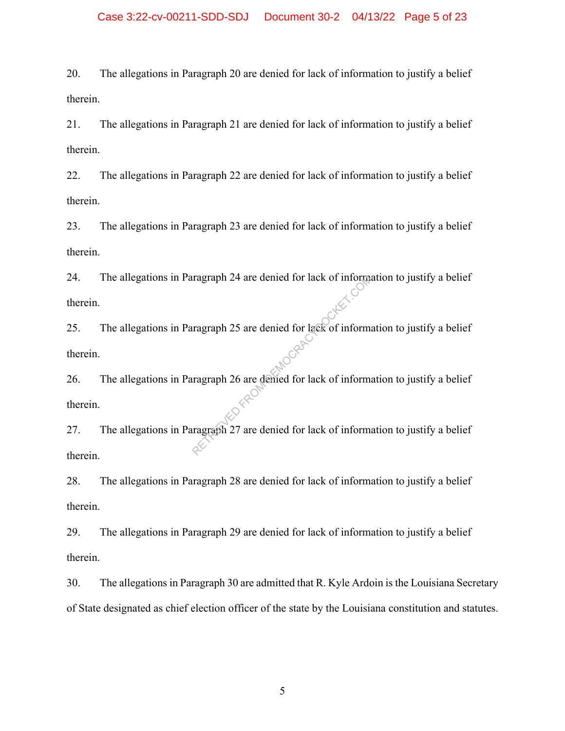20. The allegations in Paragraph 20 are denied for lack of information to justify a belief therein.

21. The allegations in Paragraph 21 are denied for lack of information to justify a belief therein.

22. The allegations in Paragraph 22 are denied for lack of information to justify a belief therein.

23. The allegations in Paragraph 23 are denied for lack of information to justify a belief therein.

24. The allegations in Paragraph 24 are denied for lack of information to justify a belief therein.

25. The allegations in Paragraph 25 are denied for lack of information to justify a belief therein.

26. The allegations in Paragraph 26 are denied for lack of information to justify a belief therein.

27. The allegations in Paragraph 27 are denied for lack of information to justify a belief therein.

28. The allegations in Paragraph 28 are denied for lack of information to justify a belief therein.

29. The allegations in Paragraph 29 are denied for lack of information to justify a belief therein.

30. The allegations in Paragraph 30 are admitted that R. Kyle Ardoin is the Louisiana Secretary of State designated as chief election officer of the state by the Louisiana constitution and statutes.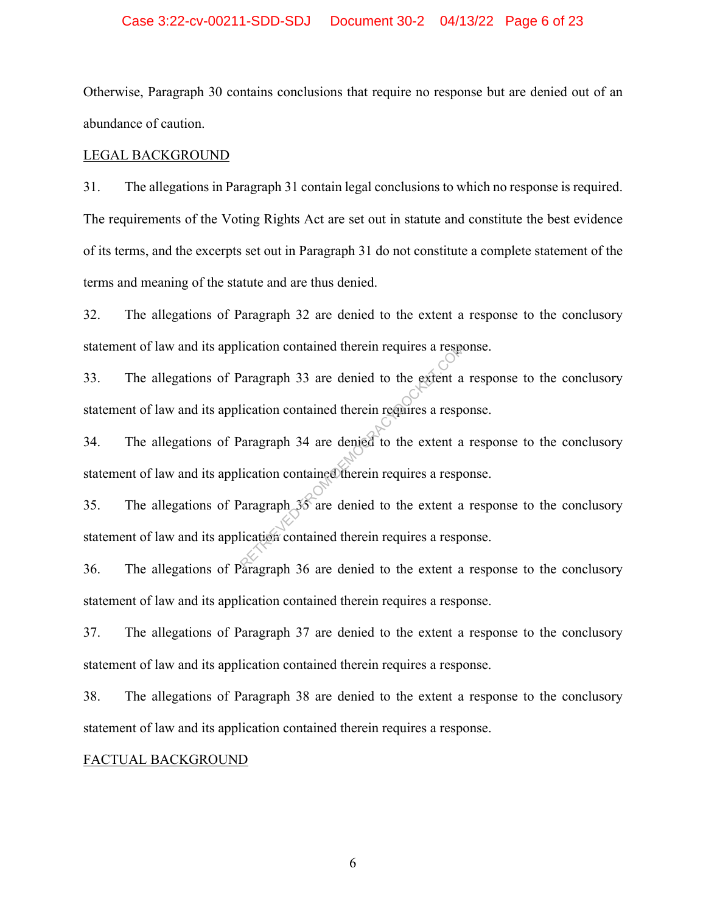Otherwise, Paragraph 30 contains conclusions that require no response but are denied out of an abundance of caution.

LEGAL BACKGROUND

31. The allegations in Paragraph 31 contain legal conclusions to which no response is required. The requirements of the Voting Rights Act are set out in statute and constitute the best evidence of its terms, and the excerpts set out in Paragraph 31 do not constitute a complete statement of the terms and meaning of the statute and are thus denied.

32. The allegations of Paragraph 32 are denied to the extent a response to the conclusory statement of law and its application contained therein requires a response.

33. The allegations of Paragraph 33 are denied to the extent a response to the conclusory statement of law and its application contained therein requires a response.

34. The allegations of Paragraph 34 are denied to the extent a response to the conclusory statement of law and its application contained therein requires a response.

35. The allegations of Paragraph 35 are denied to the extent a response to the conclusory statement of law and its application contained therein requires a response.

36. The allegations of Paragraph 36 are denied to the extent a response to the conclusory statement of law and its application contained therein requires a response.

37. The allegations of Paragraph 37 are denied to the extent a response to the conclusory statement of law and its application contained therein requires a response.

38. The allegations of Paragraph 38 are denied to the extent a response to the conclusory statement of law and its application contained therein requires a response.

FACTUAL BACKGROUND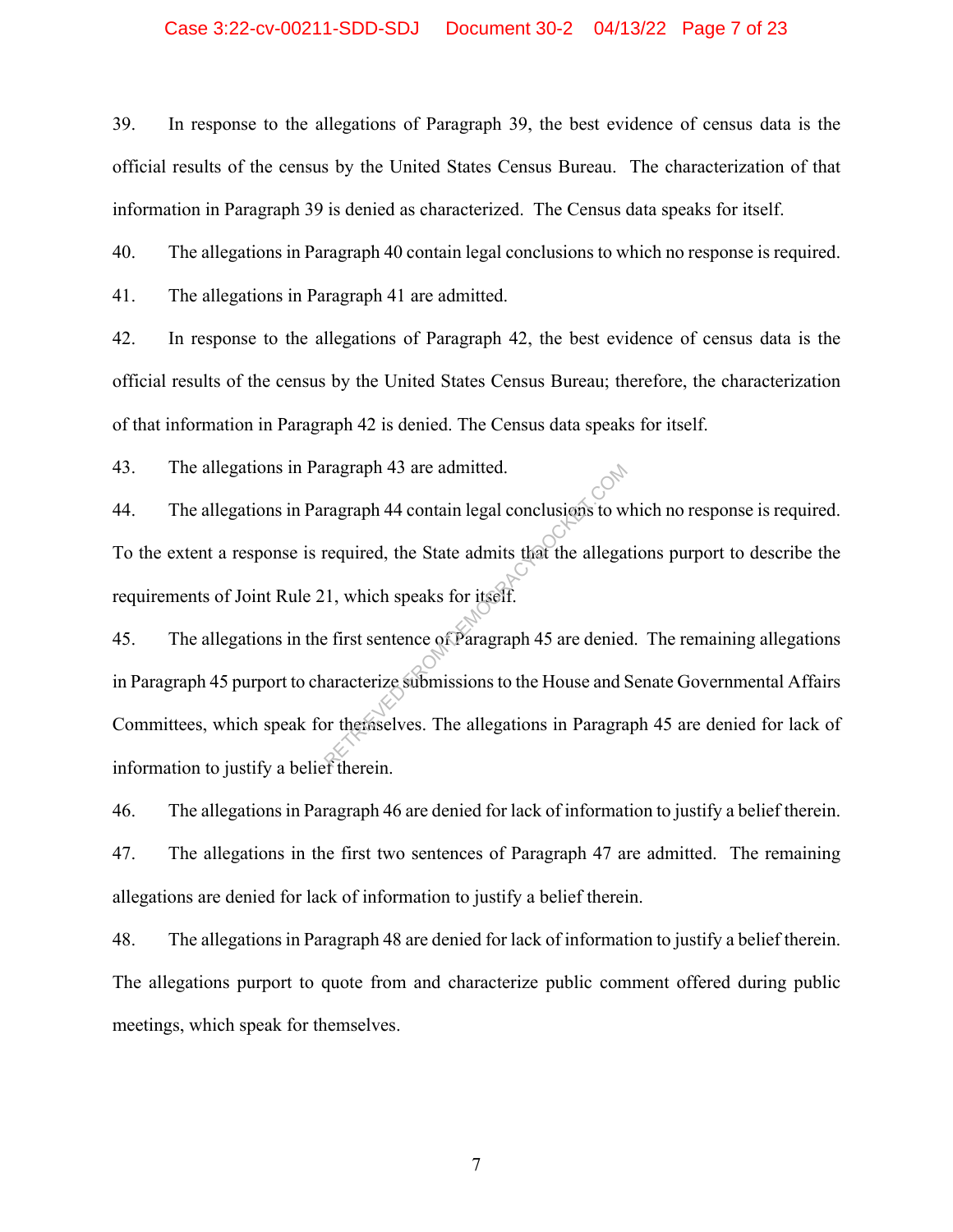39. In response to the allegations of Paragraph 39, the best evidence of census data is the official results of the census by the United States Census Bureau. The characterization of that information in Paragraph 39 is denied as characterized. The Census data speaks for itself.

40. The allegations in Paragraph 40 contain legal conclusions to which no response is required.

41. The allegations in Paragraph 41 are admitted.

42. In response to the allegations of Paragraph 42, the best evidence of census data is the official results of the census by the United States Census Bureau; therefore, the characterization of that information in Paragraph 42 is denied. The Census data speaks for itself.

43. The allegations in Paragraph 43 are admitted.

44. The allegations in Paragraph 44 contain legal conclusions to which no response is required. To the extent a response is required, the State admits that the allegations purport to describe the requirements of Joint Rule 21, which speaks for itself.

45. The allegations in the first sentence of Paragraph 45 are denied. The remaining allegations in Paragraph 45 purport to characterize submissions to the House and Senate Governmental Affairs Committees, which speak for themselves. The allegations in Paragraph 45 are denied for lack of information to justify a belief therein.

46. The allegations in Paragraph 46 are denied for lack of information to justify a belief therein.

47. The allegations in the first two sentences of Paragraph 47 are admitted. The remaining allegations are denied for lack of information to justify a belief therein.

48. The allegations in Paragraph 48 are denied for lack of information to justify a belief therein. The allegations purport to quote from and characterize public comment offered during public meetings, which speak for themselves.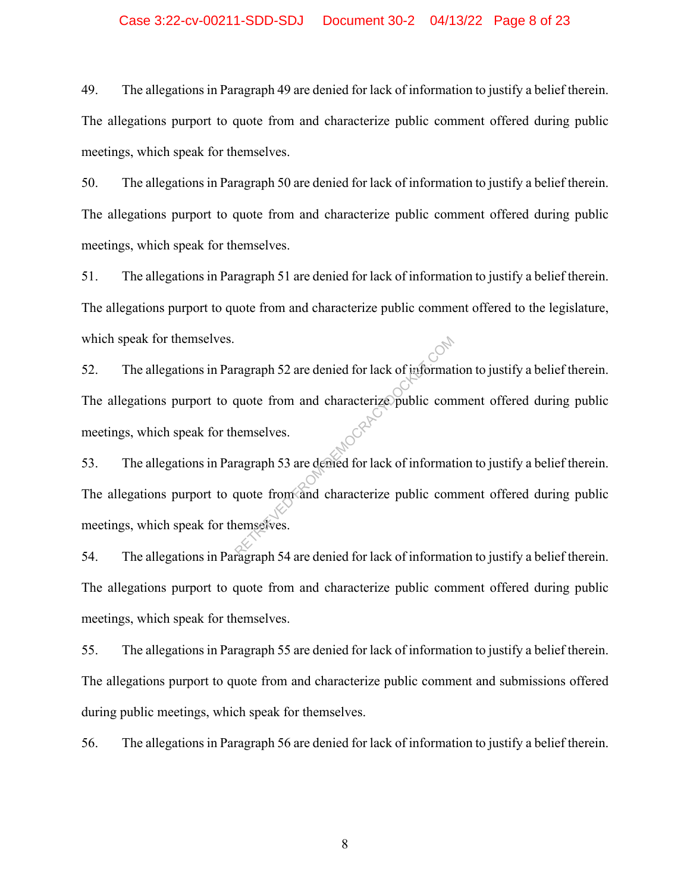49. The allegations in Paragraph 49 are denied for lack of information to justify a belief therein. The allegations purport to quote from and characterize public comment offered during public meetings, which speak for themselves.

50. The allegations in Paragraph 50 are denied for lack of information to justify a belief therein. The allegations purport to quote from and characterize public comment offered during public meetings, which speak for themselves.

51. The allegations in Paragraph 51 are denied for lack of information to justify a belief therein. The allegations purport to quote from and characterize public comment offered to the legislature, which speak for themselves.

52. The allegations in Paragraph 52 are denied for lack of information to justify a belief therein. The allegations purport to quote from and characterize public comment offered during public meetings, which speak for themselves.

53. The allegations in Paragraph 53 are denied for lack of information to justify a belief therein. The allegations purport to quote from and characterize public comment offered during public meetings, which speak for themselves.

54. The allegations in Paragraph 54 are denied for lack of information to justify a belief therein. The allegations purport to quote from and characterize public comment offered during public meetings, which speak for themselves.

55. The allegations in Paragraph 55 are denied for lack of information to justify a belief therein. The allegations purport to quote from and characterize public comment and submissions offered during public meetings, which speak for themselves.

56. The allegations in Paragraph 56 are denied for lack of information to justify a belief therein.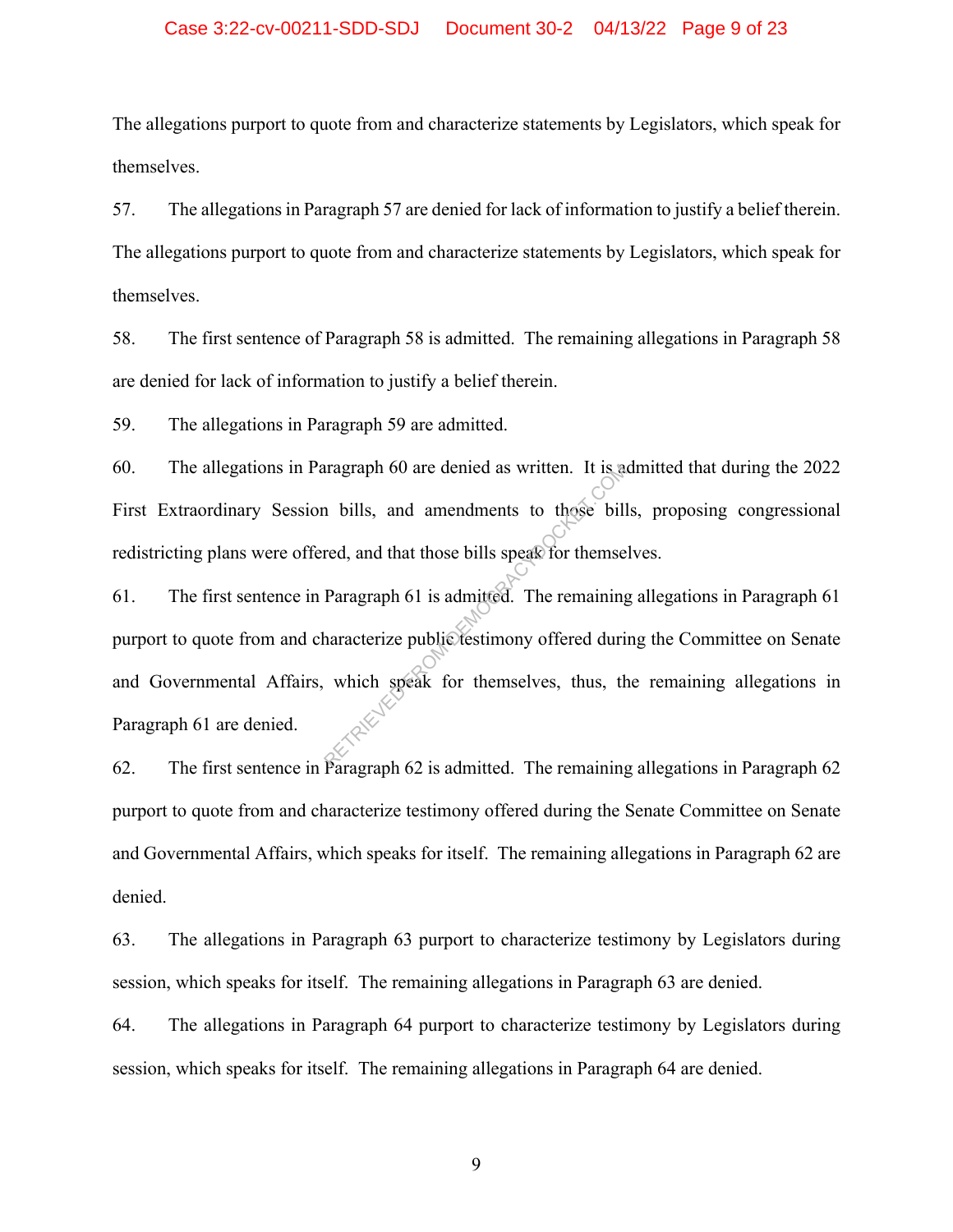The allegations purport to quote from and characterize statements by Legislators, which speak for themselves.

57. The allegations in Paragraph 57 are denied for lack of information to justify a belief therein. The allegations purport to quote from and characterize statements by Legislators, which speak for themselves.

58. The first sentence of Paragraph 58 is admitted. The remaining allegations in Paragraph 58 are denied for lack of information to justify a belief therein.

59. The allegations in Paragraph 59 are admitted.

60. The allegations in Paragraph 60 are denied as written. It is admitted that during the 2022 First Extraordinary Session bills, and amendments to those bills, proposing congressional redistricting plans were offered, and that those bills speak for themselves.

61. The first sentence in Paragraph 61 is admitted. The remaining allegations in Paragraph 61 purport to quote from and characterize public testimony offered during the Committee on Senate and Governmental Affairs, which speak for themselves, thus, the remaining allegations in Paragraph 61 are denied.

62. The first sentence in Paragraph 62 is admitted. The remaining allegations in Paragraph 62 purport to quote from and characterize testimony offered during the Senate Committee on Senate and Governmental Affairs, which speaks for itself. The remaining allegations in Paragraph 62 are denied.

63. The allegations in Paragraph 63 purport to characterize testimony by Legislators during session, which speaks for itself. The remaining allegations in Paragraph 63 are denied.

64. The allegations in Paragraph 64 purport to characterize testimony by Legislators during session, which speaks for itself. The remaining allegations in Paragraph 64 are denied.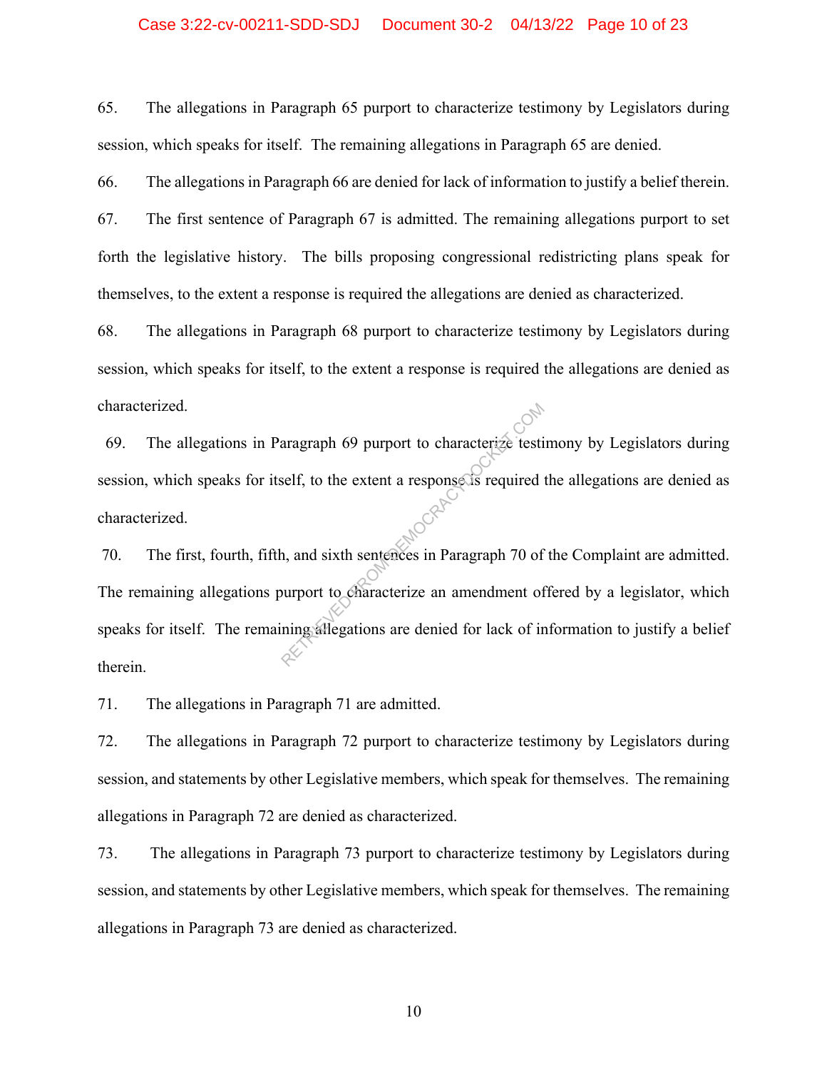65. The allegations in Paragraph 65 purport to characterize testimony by Legislators during session, which speaks for itself. The remaining allegations in Paragraph 65 are denied.

66. The allegations in Paragraph 66 are denied for lack of information to justify a belief therein.

67. The first sentence of Paragraph 67 is admitted. The remaining allegations purport to set forth the legislative history. The bills proposing congressional redistricting plans speak for themselves, to the extent a response is required the allegations are denied as characterized.

68. The allegations in Paragraph 68 purport to characterize testimony by Legislators during session, which speaks for itself, to the extent a response is required the allegations are denied as characterized.

69. The allegations in Paragraph 69 purport to characterize testimony by Legislators during session, which speaks for itself, to the extent a response is required the allegations are denied as characterized.

70. The first, fourth, fifth, and sixth sentences in Paragraph 70 of the Complaint are admitted. The remaining allegations purport to characterize an amendment offered by a legislator, which speaks for itself. The remaining allegations are denied for lack of information to justify a belief therein.

71. The allegations in Paragraph 71 are admitted.

72. The allegations in Paragraph 72 purport to characterize testimony by Legislators during session, and statements by other Legislative members, which speak for themselves. The remaining allegations in Paragraph 72 are denied as characterized.

73. The allegations in Paragraph 73 purport to characterize testimony by Legislators during session, and statements by other Legislative members, which speak for themselves. The remaining allegations in Paragraph 73 are denied as characterized.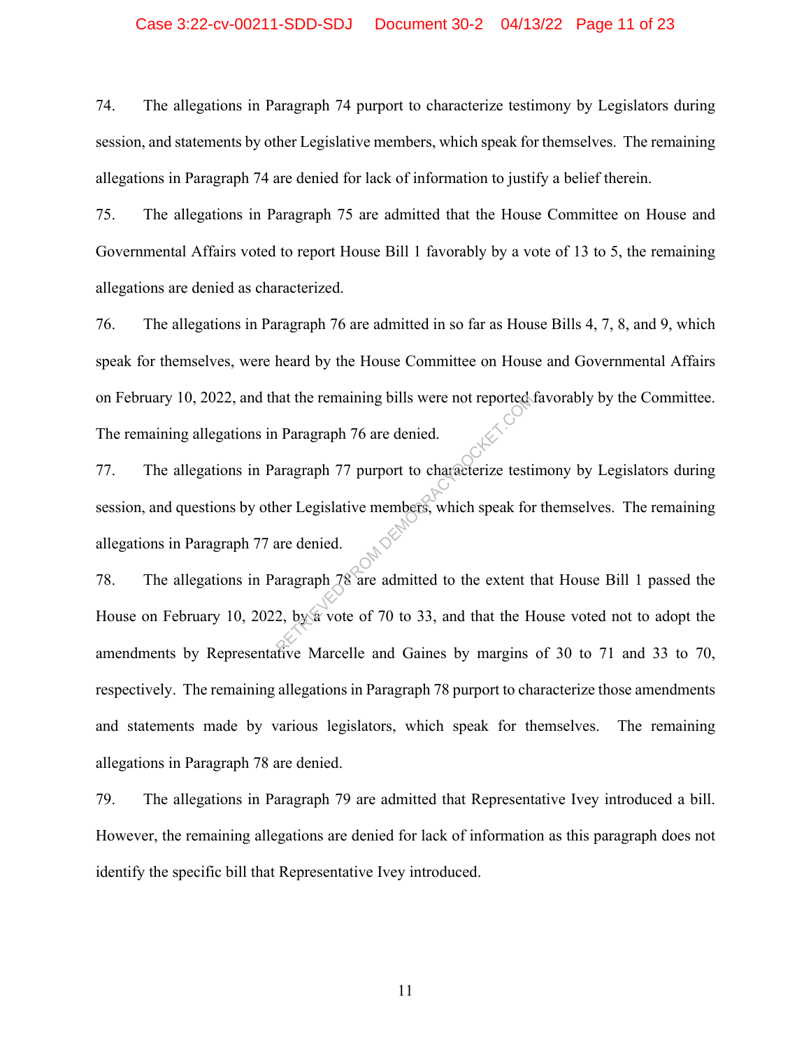74. The allegations in Paragraph 74 purport to characterize testimony by Legislators during session, and statements by other Legislative members, which speak for themselves. The remaining allegations in Paragraph 74 are denied for lack of information to justify a belief therein.

75. The allegations in Paragraph 75 are admitted that the House Committee on House and Governmental Affairs voted to report House Bill 1 favorably by a vote of 13 to 5, the remaining allegations are denied as characterized.

76. The allegations in Paragraph 76 are admitted in so far as House Bills 4, 7, 8, and 9, which speak for themselves, were heard by the House Committee on House and Governmental Affairs on February 10, 2022, and that the remaining bills were not reported favorably by the Committee. The remaining allegations in Paragraph 76 are denied.

77. The allegations in Paragraph 77 purport to characterize testimony by Legislators during session, and questions by other Legislative members, which speak for themselves. The remaining allegations in Paragraph 77 are denied.

78. The allegations in Paragraph 78 are admitted to the extent that House Bill 1 passed the House on February 10, 2022, by a vote of 70 to 33, and that the House voted not to adopt the amendments by Representative Marcelle and Gaines by margins of 30 to 71 and 33 to 70, respectively. The remaining allegations in Paragraph 78 purport to characterize those amendments and statements made by various legislators, which speak for themselves. The remaining allegations in Paragraph 78 are denied.

79. The allegations in Paragraph 79 are admitted that Representative Ivey introduced a bill. However, the remaining allegations are denied for lack of information as this paragraph does not identify the specific bill that Representative Ivey introduced.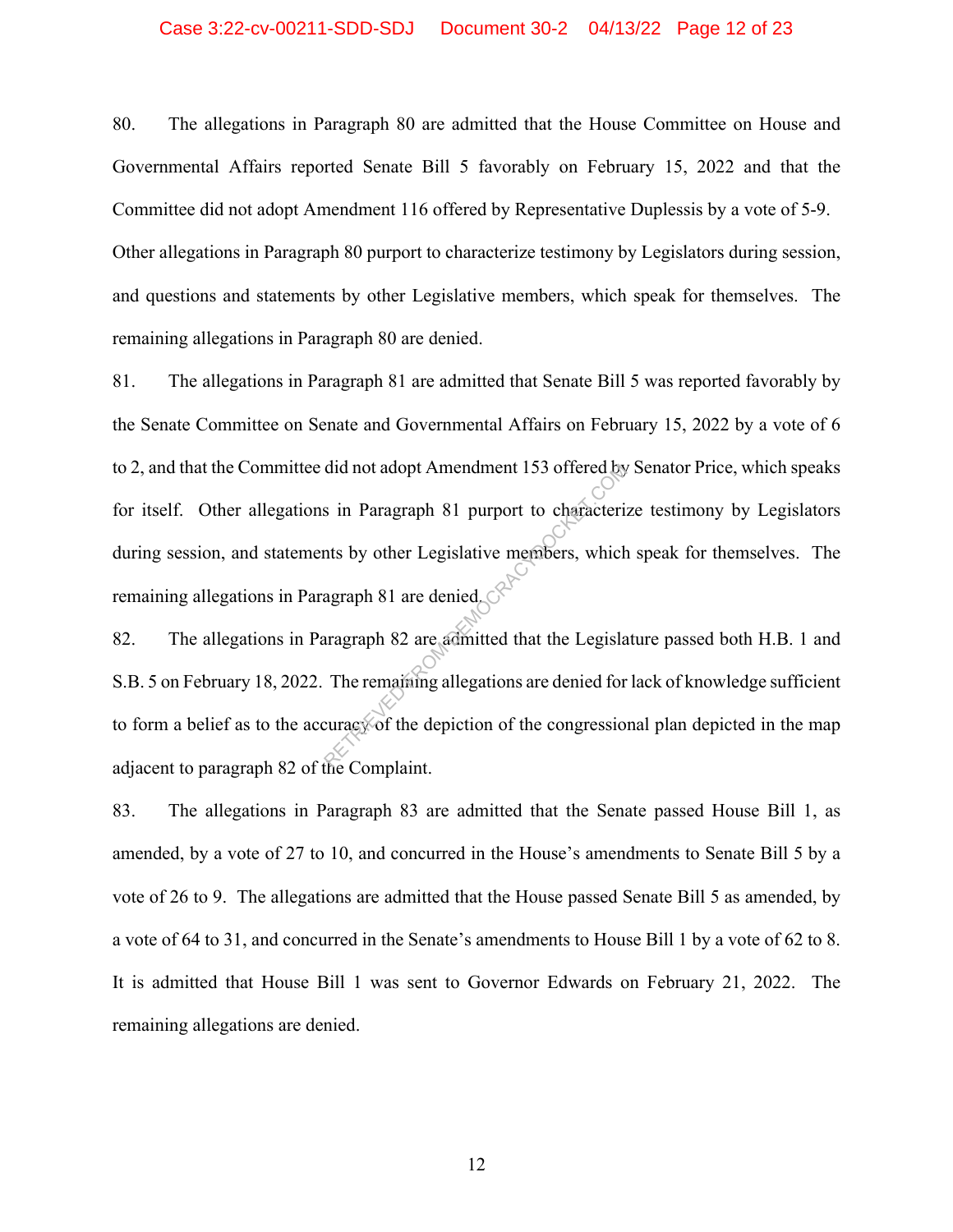80. The allegations in Paragraph 80 are admitted that the House Committee on House and Governmental Affairs reported Senate Bill 5 favorably on February 15, 2022 and that the Committee did not adopt Amendment 116 offered by Representative Duplessis by a vote of 5-9. Other allegations in Paragraph 80 purport to characterize testimony by Legislators during session, and questions and statements by other Legislative members, which speak for themselves. The remaining allegations in Paragraph 80 are denied.

81. The allegations in Paragraph 81 are admitted that Senate Bill 5 was reported favorably by the Senate Committee on Senate and Governmental Affairs on February 15, 2022 by a vote of 6 to 2, and that the Committee did not adopt Amendment 153 offered by Senator Price, which speaks for itself. Other allegations in Paragraph 81 purport to characterize testimony by Legislators during session, and statements by other Legislative members, which speak for themselves. The remaining allegations in Paragraph 81 are denied.

82. The allegations in Paragraph 82 are admitted that the Legislature passed both H.B. 1 and S.B. 5 on February 18, 2022. The remaining allegations are denied for lack of knowledge sufficient to form a belief as to the accuracy of the depiction of the congressional plan depicted in the map adjacent to paragraph 82 of the Complaint.

83. The allegations in Paragraph 83 are admitted that the Senate passed House Bill 1, as amended, by a vote of 27 to 10, and concurred in the House's amendments to Senate Bill 5 by a vote of 26 to 9. The allegations are admitted that the House passed Senate Bill 5 as amended, by a vote of 64 to 31, and concurred in the Senate's amendments to House Bill 1 by a vote of 62 to 8. It is admitted that House Bill 1 was sent to Governor Edwards on February 21, 2022. The remaining allegations are denied.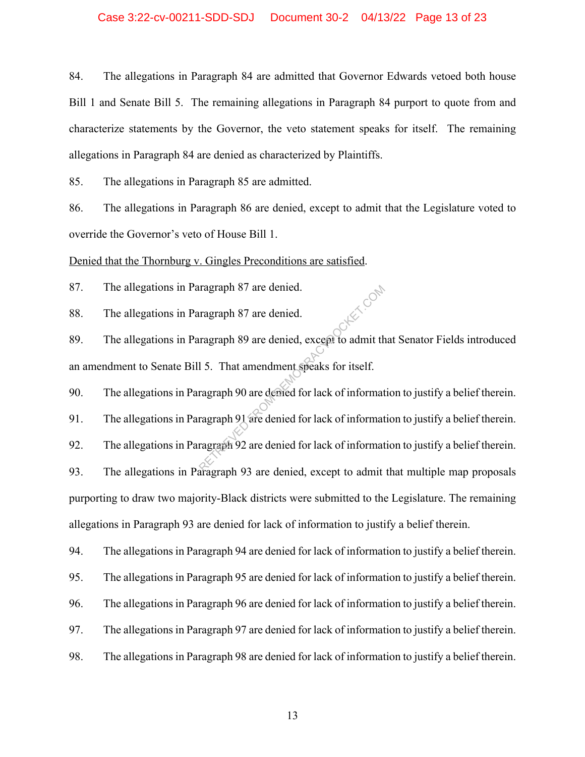84. The allegations in Paragraph 84 are admitted that Governor Edwards vetoed both house Bill 1 and Senate Bill 5. The remaining allegations in Paragraph 84 purport to quote from and characterize statements by the Governor, the veto statement speaks for itself. The remaining allegations in Paragraph 84 are denied as characterized by Plaintiffs.

85. The allegations in Paragraph 85 are admitted.

86. The allegations in Paragraph 86 are denied, except to admit that the Legislature voted to override the Governor's veto of House Bill 1.

Denied that the Thornburg v. Gingles Preconditions are satisfied.

87. The allegations in Paragraph 87 are denied.

88. The allegations in Paragraph 87 are denied.

89. The allegations in Paragraph 89 are denied, except to admit that Senator Fields introduced an amendment to Senate Bill 5. That amendment speaks for itself.

90. The allegations in Paragraph 90 are denied for lack of information to justify a belief therein.

91. The allegations in Paragraph 91 are denied for lack of information to justify a belief therein.

92. The allegations in Paragraph 92 are denied for lack of information to justify a belief therein.

93. The allegations in Paragraph 93 are denied, except to admit that multiple map proposals purporting to draw two majority-Black districts were submitted to the Legislature. The remaining allegations in Paragraph 93 are denied for lack of information to justify a belief therein.

94. The allegations in Paragraph 94 are denied for lack of information to justify a belief therein.

95. The allegations in Paragraph 95 are denied for lack of information to justify a belief therein.

96. The allegations in Paragraph 96 are denied for lack of information to justify a belief therein.

97. The allegations in Paragraph 97 are denied for lack of information to justify a belief therein.

98. The allegations in Paragraph 98 are denied for lack of information to justify a belief therein.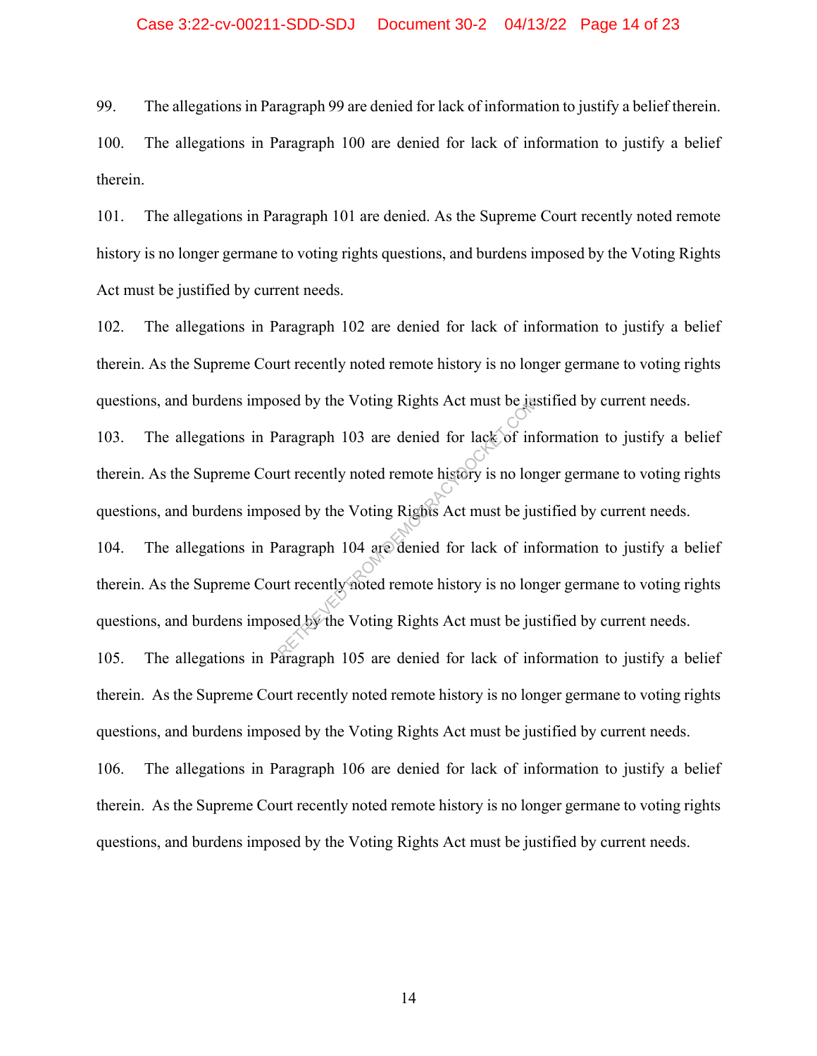99. The allegations in Paragraph 99 are denied for lack of information to justify a belief therein.

100. The allegations in Paragraph 100 are denied for lack of information to justify a belief therein.

101. The allegations in Paragraph 101 are denied. As the Supreme Court recently noted remote history is no longer germane to voting rights questions, and burdens imposed by the Voting Rights Act must be justified by current needs.

102. The allegations in Paragraph 102 are denied for lack of information to justify a belief therein. As the Supreme Court recently noted remote history is no longer germane to voting rights questions, and burdens imposed by the Voting Rights Act must be justified by current needs.

103. The allegations in Paragraph 103 are denied for lack of information to justify a belief therein. As the Supreme Court recently noted remote history is no longer germane to voting rights questions, and burdens imposed by the Voting Rights Act must be justified by current needs.

104. The allegations in Paragraph 104 are denied for lack of information to justify a belief therein. As the Supreme Court recently noted remote history is no longer germane to voting rights questions, and burdens imposed by the Voting Rights Act must be justified by current needs.

105. The allegations in Paragraph 105 are denied for lack of information to justify a belief therein. As the Supreme Court recently noted remote history is no longer germane to voting rights questions, and burdens imposed by the Voting Rights Act must be justified by current needs.

106. The allegations in Paragraph 106 are denied for lack of information to justify a belief therein. As the Supreme Court recently noted remote history is no longer germane to voting rights questions, and burdens imposed by the Voting Rights Act must be justified by current needs.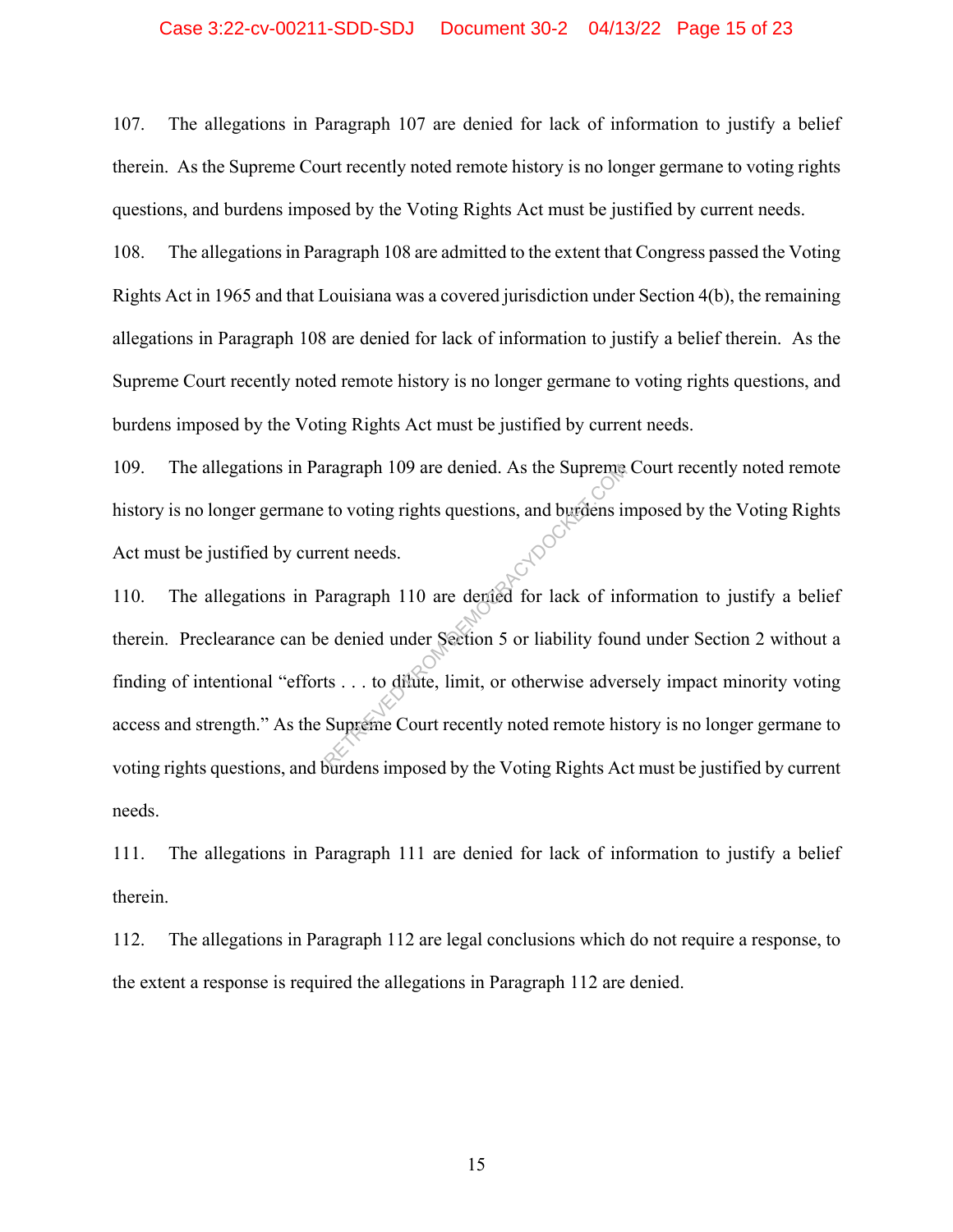107. The allegations in Paragraph 107 are denied for lack of information to justify a belief therein. As the Supreme Court recently noted remote history is no longer germane to voting rights questions, and burdens imposed by the Voting Rights Act must be justified by current needs.

108. The allegations in Paragraph 108 are admitted to the extent that Congress passed the Voting Rights Act in 1965 and that Louisiana was a covered jurisdiction under Section 4(b), the remaining allegations in Paragraph 108 are denied for lack of information to justify a belief therein. As the Supreme Court recently noted remote history is no longer germane to voting rights questions, and burdens imposed by the Voting Rights Act must be justified by current needs.

109. The allegations in Paragraph 109 are denied. As the Supreme Court recently noted remote history is no longer germane to voting rights questions, and burdens imposed by the Voting Rights Act must be justified by current needs.

110. The allegations in Paragraph 110 are denied for lack of information to justify a belief therein. Preclearance can be denied under Section 5 or liability found under Section 2 without a finding of intentional "efforts . . . to dilute, limit, or otherwise adversely impact minority voting access and strength." As the Supreme Court recently noted remote history is no longer germane to voting rights questions, and burdens imposed by the Voting Rights Act must be justified by current needs.

111. The allegations in Paragraph 111 are denied for lack of information to justify a belief therein.

112. The allegations in Paragraph 112 are legal conclusions which do not require a response, to the extent a response is required the allegations in Paragraph 112 are denied.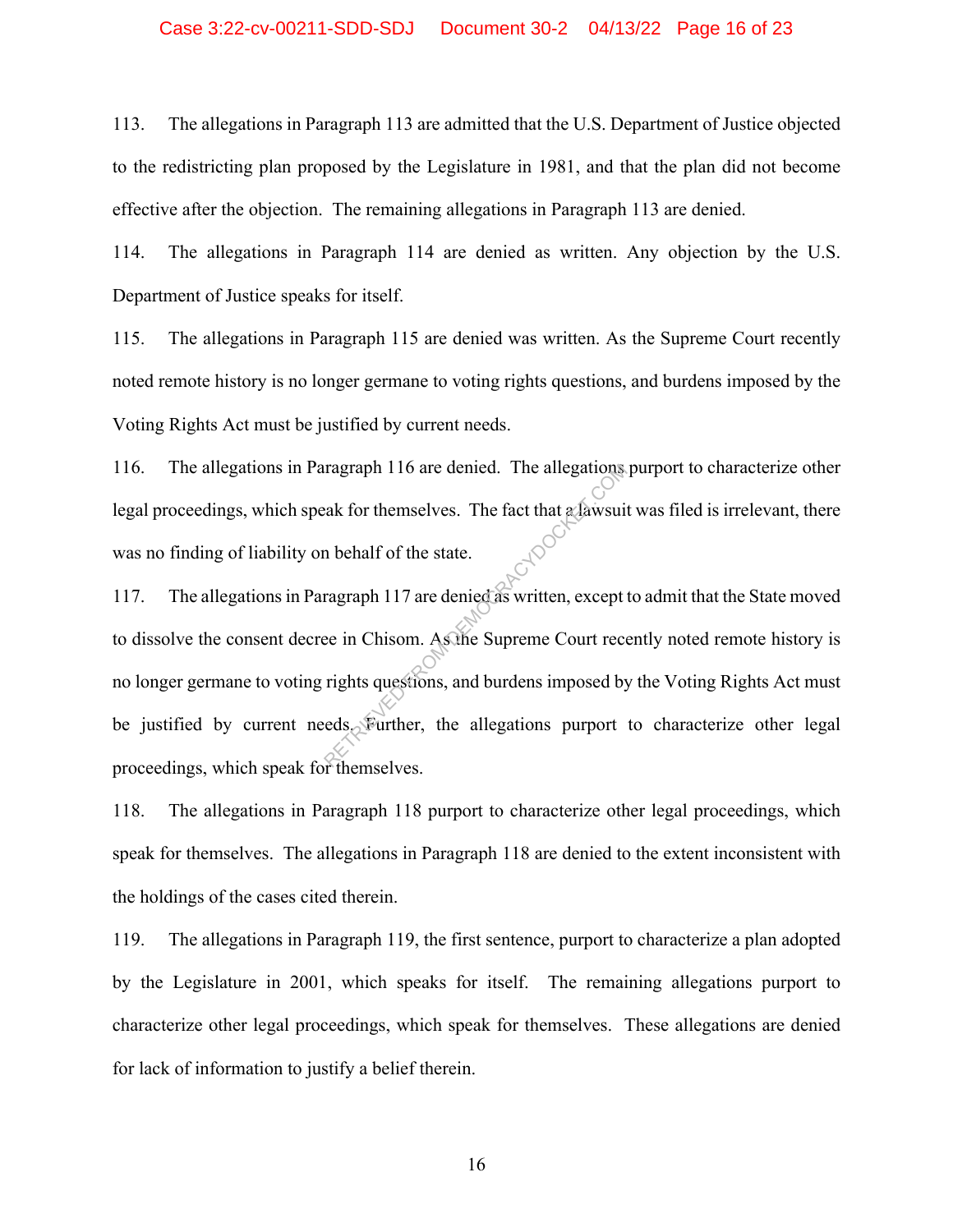113. The allegations in Paragraph 113 are admitted that the U.S. Department of Justice objected to the redistricting plan proposed by the Legislature in 1981, and that the plan did not become effective after the objection. The remaining allegations in Paragraph 113 are denied.

114. The allegations in Paragraph 114 are denied as written. Any objection by the U.S. Department of Justice speaks for itself.

115. The allegations in Paragraph 115 are denied was written. As the Supreme Court recently noted remote history is no longer germane to voting rights questions, and burdens imposed by the Voting Rights Act must be justified by current needs.

116. The allegations in Paragraph 116 are denied. The allegations purport to characterize other legal proceedings, which speak for themselves. The fact that a lawsuit was filed is irrelevant, there was no finding of liability on behalf of the state.

117. The allegations in Paragraph 117 are denied as written, except to admit that the State moved to dissolve the consent decree in Chisom. As the Supreme Court recently noted remote history is no longer germane to voting rights questions, and burdens imposed by the Voting Rights Act must be justified by current needs. Further, the allegations purport to characterize other legal proceedings, which speak for themselves.

118. The allegations in Paragraph 118 purport to characterize other legal proceedings, which speak for themselves. The allegations in Paragraph 118 are denied to the extent inconsistent with the holdings of the cases cited therein.

119. The allegations in Paragraph 119, the first sentence, purport to characterize a plan adopted by the Legislature in 2001, which speaks for itself. The remaining allegations purport to characterize other legal proceedings, which speak for themselves. These allegations are denied for lack of information to justify a belief therein.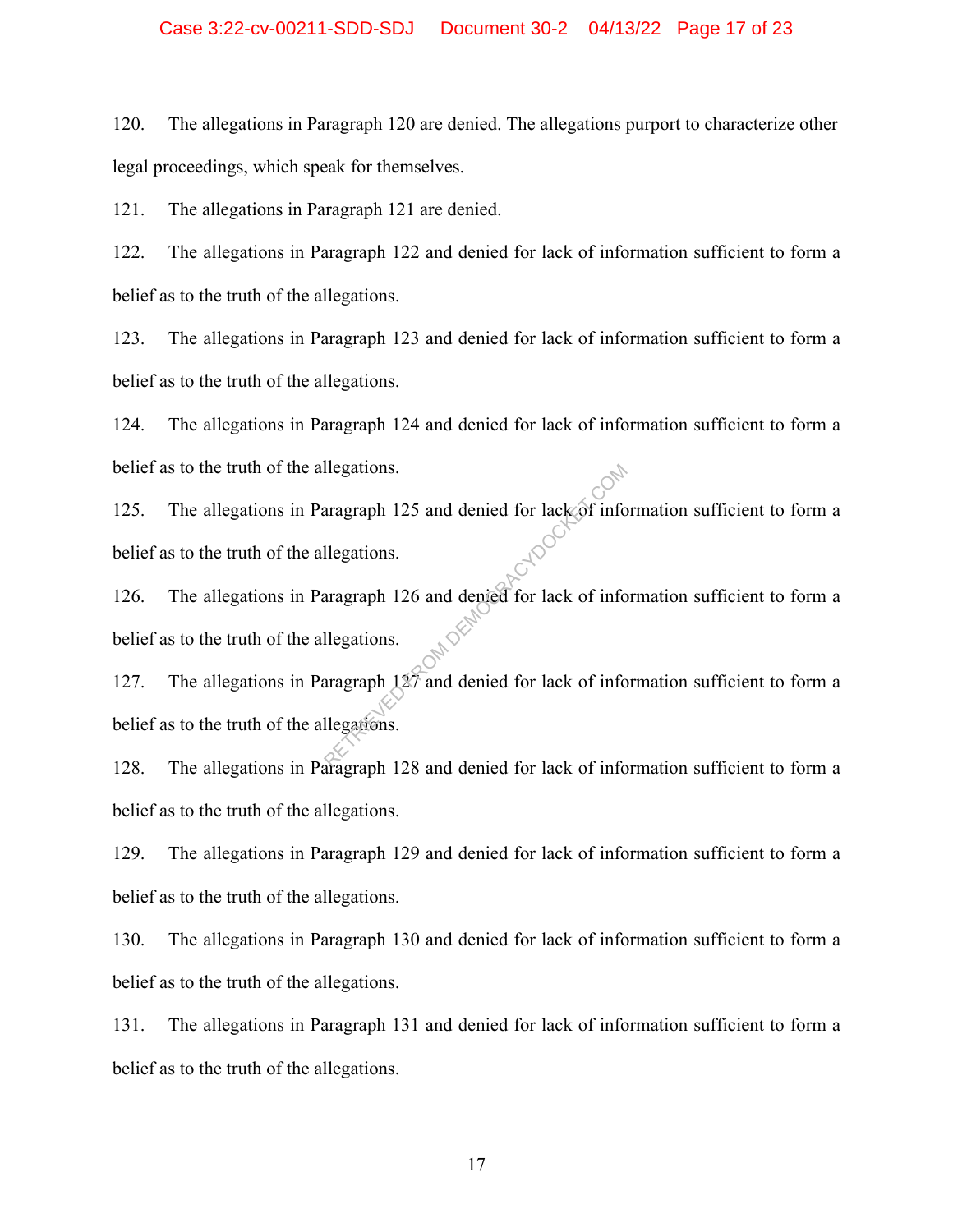120. The allegations in Paragraph 120 are denied. The allegations purport to characterize other legal proceedings, which speak for themselves.

121. The allegations in Paragraph 121 are denied.

122. The allegations in Paragraph 122 and denied for lack of information sufficient to form a belief as to the truth of the allegations.

123. The allegations in Paragraph 123 and denied for lack of information sufficient to form a belief as to the truth of the allegations.

124. The allegations in Paragraph 124 and denied for lack of information sufficient to form a belief as to the truth of the allegations.

125. The allegations in Paragraph 125 and denied for lack of information sufficient to form a belief as to the truth of the allegations.

126. The allegations in Paragraph 126 and denied for lack of information sufficient to form a belief as to the truth of the allegations.

127. The allegations in Paragraph 127 and denied for lack of information sufficient to form a belief as to the truth of the allegations.

128. The allegations in Paragraph 128 and denied for lack of information sufficient to form a belief as to the truth of the allegations.

129. The allegations in Paragraph 129 and denied for lack of information sufficient to form a belief as to the truth of the allegations.

130. The allegations in Paragraph 130 and denied for lack of information sufficient to form a belief as to the truth of the allegations.

131. The allegations in Paragraph 131 and denied for lack of information sufficient to form a belief as to the truth of the allegations.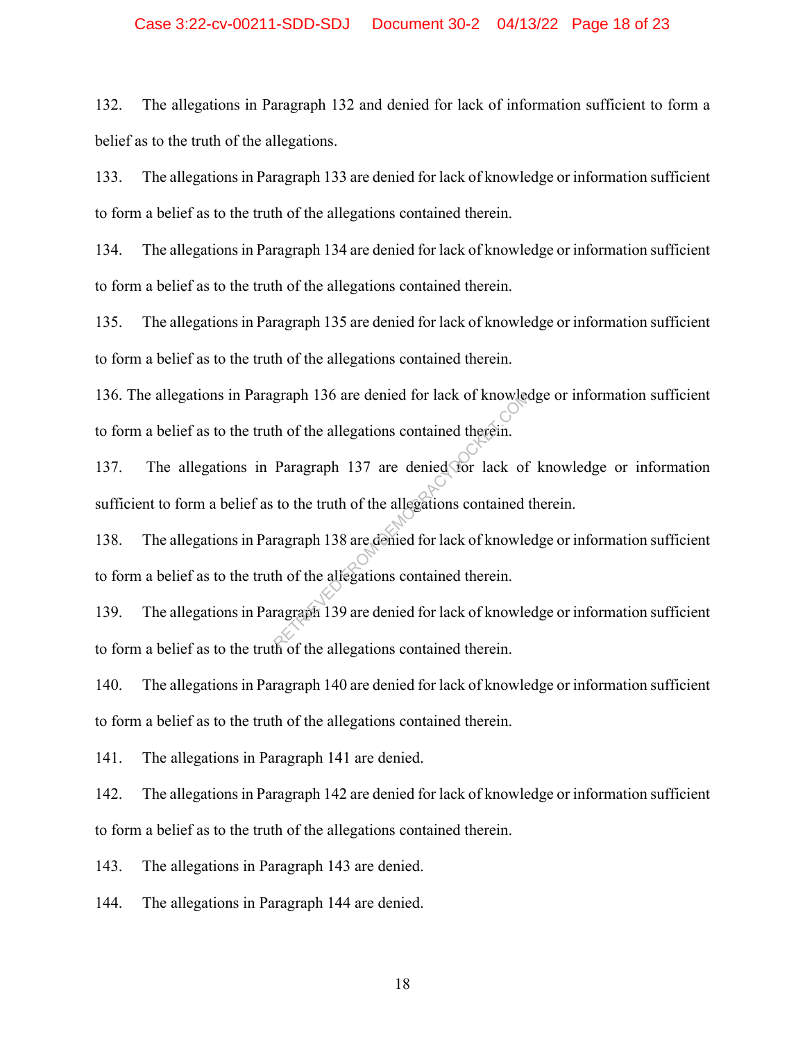132. The allegations in Paragraph 132 and denied for lack of information sufficient to form a belief as to the truth of the allegations.

133. The allegations in Paragraph 133 are denied for lack of knowledge or information sufficient to form a belief as to the truth of the allegations contained therein.

134. The allegations in Paragraph 134 are denied for lack of knowledge or information sufficient to form a belief as to the truth of the allegations contained therein.

135. The allegations in Paragraph 135 are denied for lack of knowledge or information sufficient to form a belief as to the truth of the allegations contained therein.

136. The allegations in Paragraph 136 are denied for lack of knowledge or information sufficient to form a belief as to the truth of the allegations contained therein.

137. The allegations in Paragraph 137 are denied for lack of knowledge or information sufficient to form a belief as to the truth of the allegations contained therein.

138. The allegations in Paragraph 138 are denied for lack of knowledge or information sufficient to form a belief as to the truth of the allegations contained therein.

139. The allegations in Paragraph 139 are denied for lack of knowledge or information sufficient to form a belief as to the truth of the allegations contained therein.

140. The allegations in Paragraph 140 are denied for lack of knowledge or information sufficient to form a belief as to the truth of the allegations contained therein.

141. The allegations in Paragraph 141 are denied.

142. The allegations in Paragraph 142 are denied for lack of knowledge or information sufficient to form a belief as to the truth of the allegations contained therein.

143. The allegations in Paragraph 143 are denied.

144. The allegations in Paragraph 144 are denied.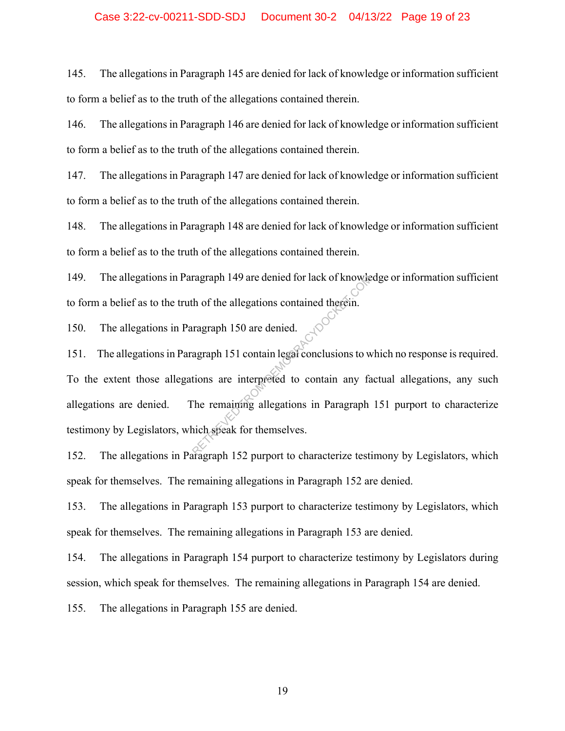145. The allegations in Paragraph 145 are denied for lack of knowledge or information sufficient to form a belief as to the truth of the allegations contained therein.

146. The allegations in Paragraph 146 are denied for lack of knowledge or information sufficient to form a belief as to the truth of the allegations contained therein.

147. The allegations in Paragraph 147 are denied for lack of knowledge or information sufficient to form a belief as to the truth of the allegations contained therein.

148. The allegations in Paragraph 148 are denied for lack of knowledge or information sufficient to form a belief as to the truth of the allegations contained therein.

149. The allegations in Paragraph 149 are denied for lack of knowledge or information sufficient to form a belief as to the truth of the allegations contained therein.

150. The allegations in Paragraph 150 are denied.

151. The allegations in Paragraph 151 contain legal conclusions to which no response is required. To the extent those allegations are interpreted to contain any factual allegations, any such allegations are denied. The remaining allegations in Paragraph 151 purport to characterize testimony by Legislators, which speak for themselves.

152. The allegations in Paragraph 152 purport to characterize testimony by Legislators, which speak for themselves. The remaining allegations in Paragraph 152 are denied.

153. The allegations in Paragraph 153 purport to characterize testimony by Legislators, which speak for themselves. The remaining allegations in Paragraph 153 are denied.

154. The allegations in Paragraph 154 purport to characterize testimony by Legislators during session, which speak for themselves. The remaining allegations in Paragraph 154 are denied.

155. The allegations in Paragraph 155 are denied.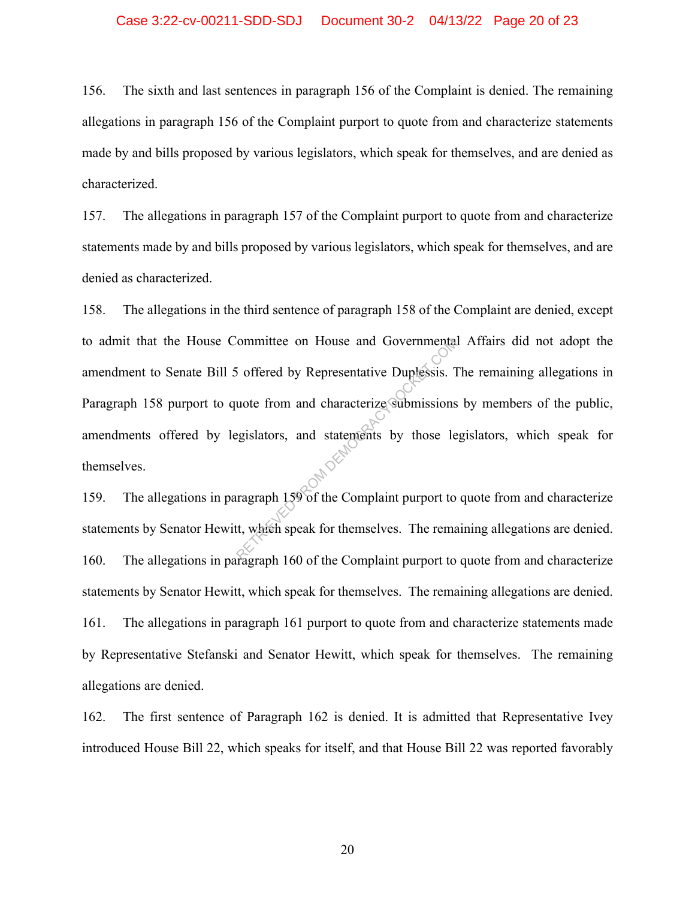156. The sixth and last sentences in paragraph 156 of the Complaint is denied. The remaining allegations in paragraph 156 of the Complaint purport to quote from and characterize statements made by and bills proposed by various legislators, which speak for themselves, and are denied as characterized.

157. The allegations in paragraph 157 of the Complaint purport to quote from and characterize statements made by and bills proposed by various legislators, which speak for themselves, and are denied as characterized.

158. The allegations in the third sentence of paragraph 158 of the Complaint are denied, except to admit that the House Committee on House and Governmental Affairs did not adopt the amendment to Senate Bill 5 offered by Representative Duplessis. The remaining allegations in Paragraph 158 purport to quote from and characterize submissions by members of the public, amendments offered by legislators, and statements by those legislators, which speak for themselves.

159. The allegations in paragraph 159 of the Complaint purport to quote from and characterize statements by Senator Hewitt, which speak for themselves. The remaining allegations are denied.

160. The allegations in paragraph 160 of the Complaint purport to quote from and characterize statements by Senator Hewitt, which speak for themselves. The remaining allegations are denied.

161. The allegations in paragraph 161 purport to quote from and characterize statements made by Representative Stefanski and Senator Hewitt, which speak for themselves. The remaining allegations are denied.

162. The first sentence of Paragraph 162 is denied. It is admitted that Representative Ivey introduced House Bill 22, which speaks for itself, and that House Bill 22 was reported favorably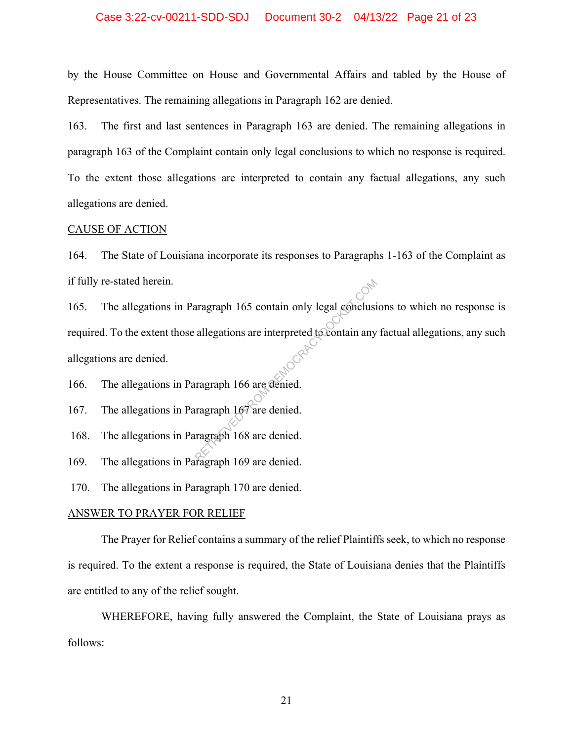by the House Committee on House and Governmental Affairs and tabled by the House of Representatives. The remaining allegations in Paragraph 162 are denied.

163. The first and last sentences in Paragraph 163 are denied. The remaining allegations in paragraph 163 of the Complaint contain only legal conclusions to which no response is required. To the extent those allegations are interpreted to contain any factual allegations, any such allegations are denied.

CAUSE OF ACTION

164. The State of Louisiana incorporate its responses to Paragraphs 1-163 of the Complaint as if fully re-stated herein.

165. The allegations in Paragraph 165 contain only legal conclusions to which no response is required. To the extent those allegations are interpreted to contain any factual allegations, any such allegations are denied.

166. The allegations in Paragraph 166 are denied.

167. The allegations in Paragraph 167 are denied.

168. The allegations in Paragraph 168 are denied.

169. The allegations in Paragraph 169 are denied.

170. The allegations in Paragraph 170 are denied.

ANSWER TO PRAYER FOR RELIEF

The Prayer for Relief contains a summary of the relief Plaintiffs seek, to which no response is required. To the extent a response is required, the State of Louisiana denies that the Plaintiffs are entitled to any of the relief sought.

WHEREFORE, having fully answered the Complaint, the State of Louisiana prays as follows: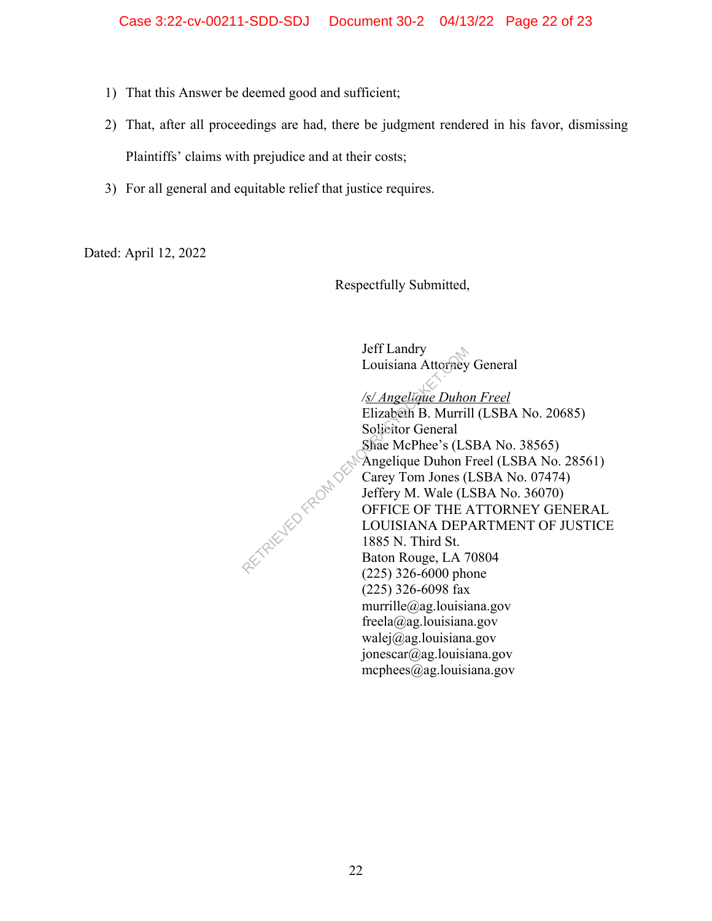1) That this Answer be deemed good and sufficient;
2) That, after all proceedings are had, there be judgment rendered in his favor, dismissing Plaintiffs' claims with prejudice and at their costs;
3) For all general and equitable relief that justice requires.

Dated: April 12, 2022

Respectfully Submitted,

Jeff Landry
Louisiana Attorney General

*/s/ Angelique Duhon Freel*
Elizabeth B. Murrill (LSBA No. 20685)
Solicitor General
Shae McPhee's (LSBA No. 38565)
Angelique Duhon Freel (LSBA No. 28561)
Carey Tom Jones (LSBA No. 07474)
Jeffery M. Wale (LSBA No. 36070)
OFFICE OF THE ATTORNEY GENERAL
LOUISIANA DEPARTMENT OF JUSTICE
1885 N. Third St.
Baton Rouge, LA 70804
(225) 326-6000 phone
(225) 326-6098 fax
murrille@ag.louisiana.gov
freela@ag.louisiana.gov
walej@ag.louisiana.gov
jonescar@ag.louisiana.gov
mcphees@ag.louisiana.gov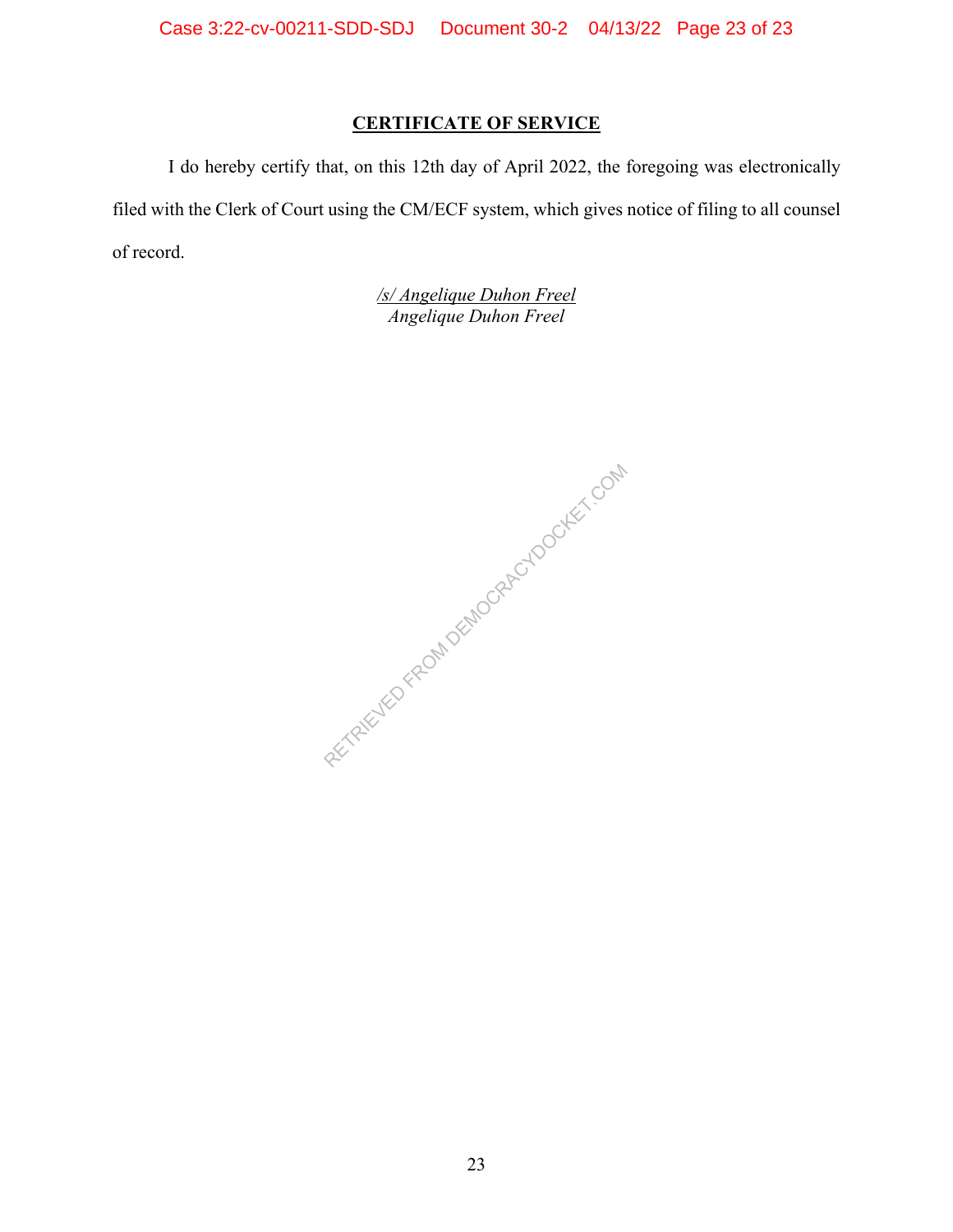## CERTIFICATE OF SERVICE

I do hereby certify that, on this 12th day of April 2022, the foregoing was electronically filed with the Clerk of Court using the CM/ECF system, which gives notice of filing to all counsel of record.

*/s/ Angelique Duhon Freel*
*Angelique Duhon Freel*